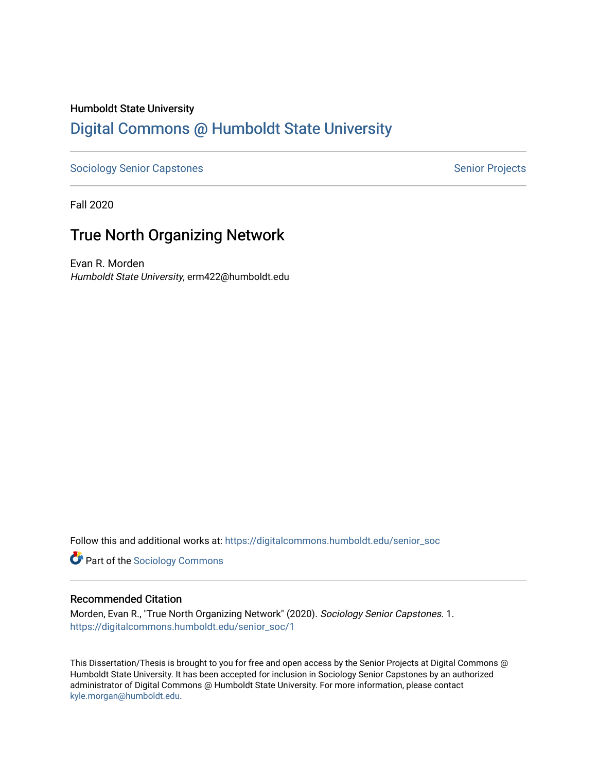Humboldt State University

# Digital Commons @ Humboldt State University

Sociology Senior Capstones　　　　　　　　　　　　　　　　　　　　　　　　　　　　Senior Projects

Fall 2020

## True North Organizing Network

Evan R. Morden
*Humboldt State University*, erm422@humboldt.edu

Follow this and additional works at: https://digitalcommons.humboldt.edu/senior_soc

Part of the Sociology Commons

### Recommended Citation

Morden, Evan R., "True North Organizing Network" (2020). *Sociology Senior Capstones*. 1.
https://digitalcommons.humboldt.edu/senior_soc/1

This Dissertation/Thesis is brought to you for free and open access by the Senior Projects at Digital Commons @ Humboldt State University. It has been accepted for inclusion in Sociology Senior Capstones by an authorized administrator of Digital Commons @ Humboldt State University. For more information, please contact kyle.morgan@humboldt.edu.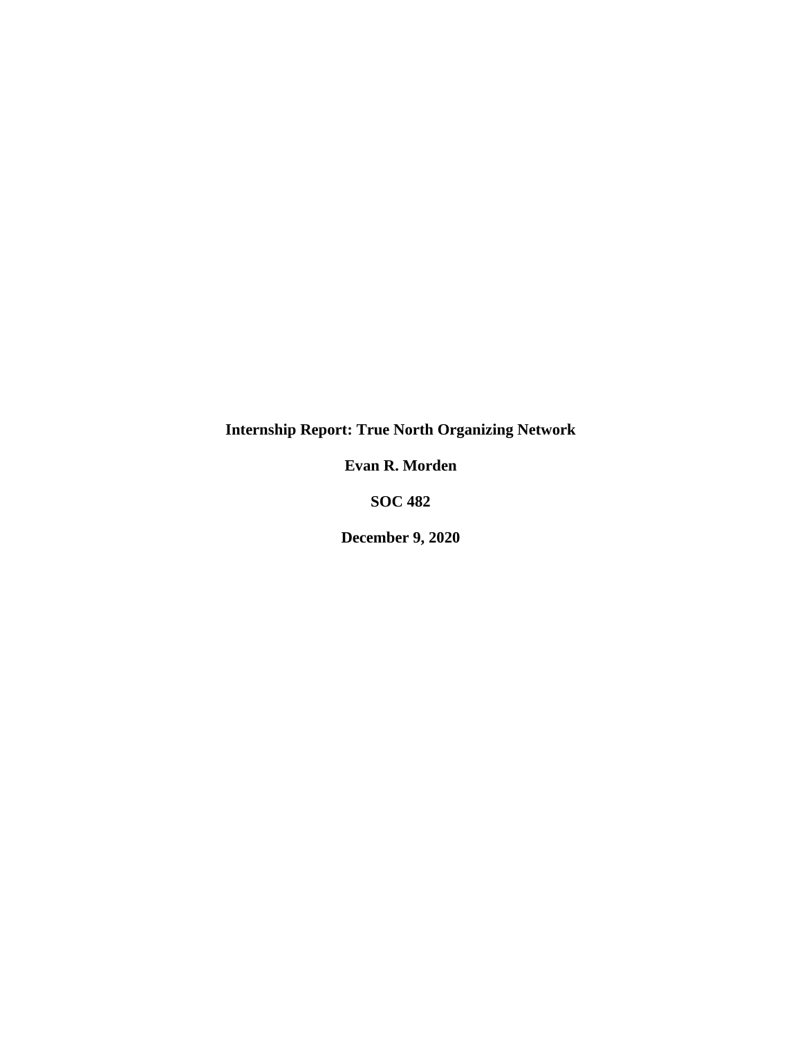**Internship Report: True North Organizing Network**

**Evan R. Morden**

**SOC 482**

**December 9, 2020**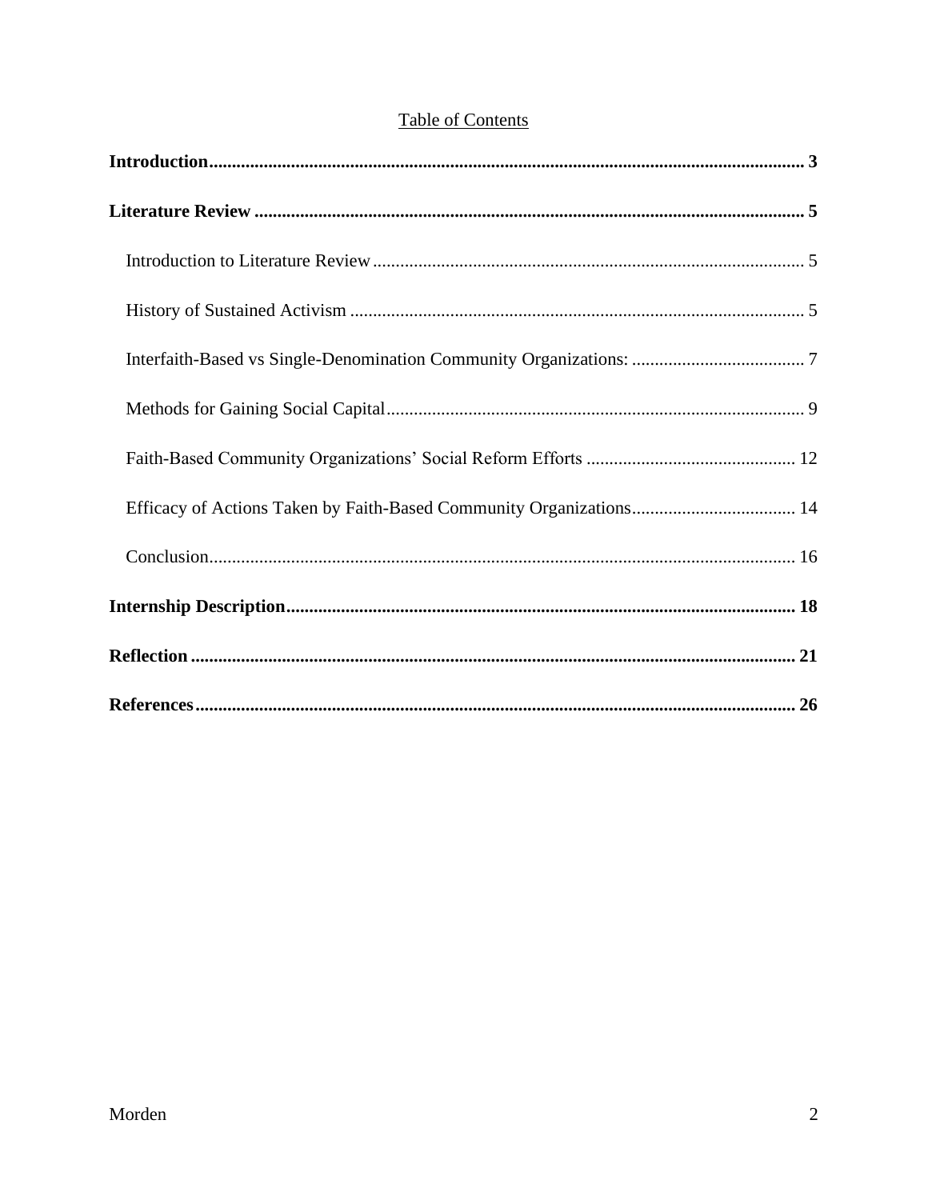Table of Contents

**Introduction** .......... **3**

**Literature Review** .......... **5**

- Introduction to Literature Review .......... 5
- History of Sustained Activism .......... 5
- Interfaith-Based vs Single-Denomination Community Organizations: .......... 7
- Methods for Gaining Social Capital .......... 9
- Faith-Based Community Organizations' Social Reform Efforts .......... 12
- Efficacy of Actions Taken by Faith-Based Community Organizations .......... 14
- Conclusion .......... 16

**Internship Description** .......... **18**

**Reflection** .......... **21**

**References** .......... **26**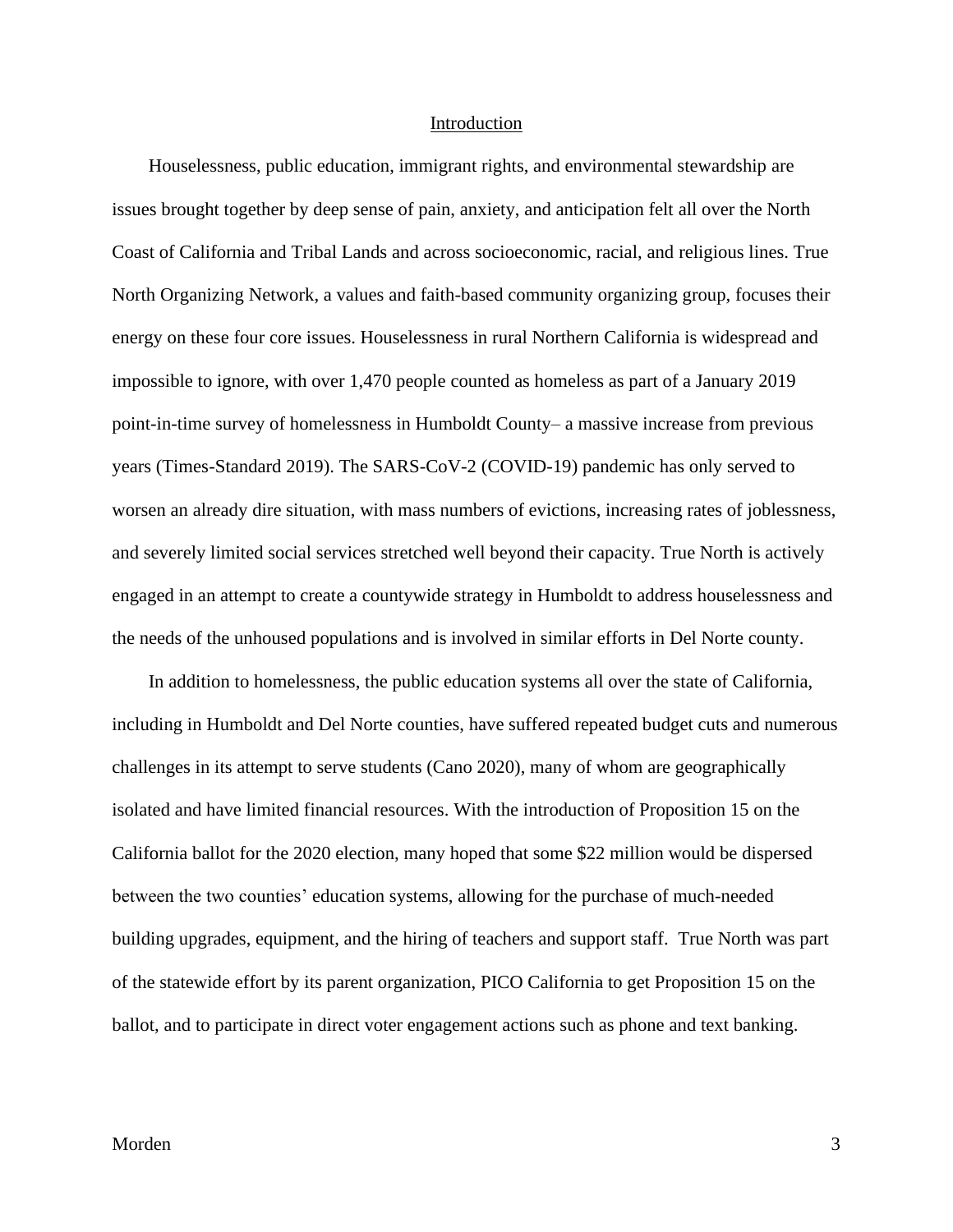## Introduction

Houselessness, public education, immigrant rights, and environmental stewardship are issues brought together by deep sense of pain, anxiety, and anticipation felt all over the North Coast of California and Tribal Lands and across socioeconomic, racial, and religious lines. True North Organizing Network, a values and faith-based community organizing group, focuses their energy on these four core issues. Houselessness in rural Northern California is widespread and impossible to ignore, with over 1,470 people counted as homeless as part of a January 2019 point-in-time survey of homelessness in Humboldt County– a massive increase from previous years (Times-Standard 2019). The SARS-CoV-2 (COVID-19) pandemic has only served to worsen an already dire situation, with mass numbers of evictions, increasing rates of joblessness, and severely limited social services stretched well beyond their capacity. True North is actively engaged in an attempt to create a countywide strategy in Humboldt to address houselessness and the needs of the unhoused populations and is involved in similar efforts in Del Norte county.

In addition to homelessness, the public education systems all over the state of California, including in Humboldt and Del Norte counties, have suffered repeated budget cuts and numerous challenges in its attempt to serve students (Cano 2020), many of whom are geographically isolated and have limited financial resources. With the introduction of Proposition 15 on the California ballot for the 2020 election, many hoped that some $22 million would be dispersed between the two counties' education systems, allowing for the purchase of much-needed building upgrades, equipment, and the hiring of teachers and support staff. True North was part of the statewide effort by its parent organization, PICO California to get Proposition 15 on the ballot, and to participate in direct voter engagement actions such as phone and text banking.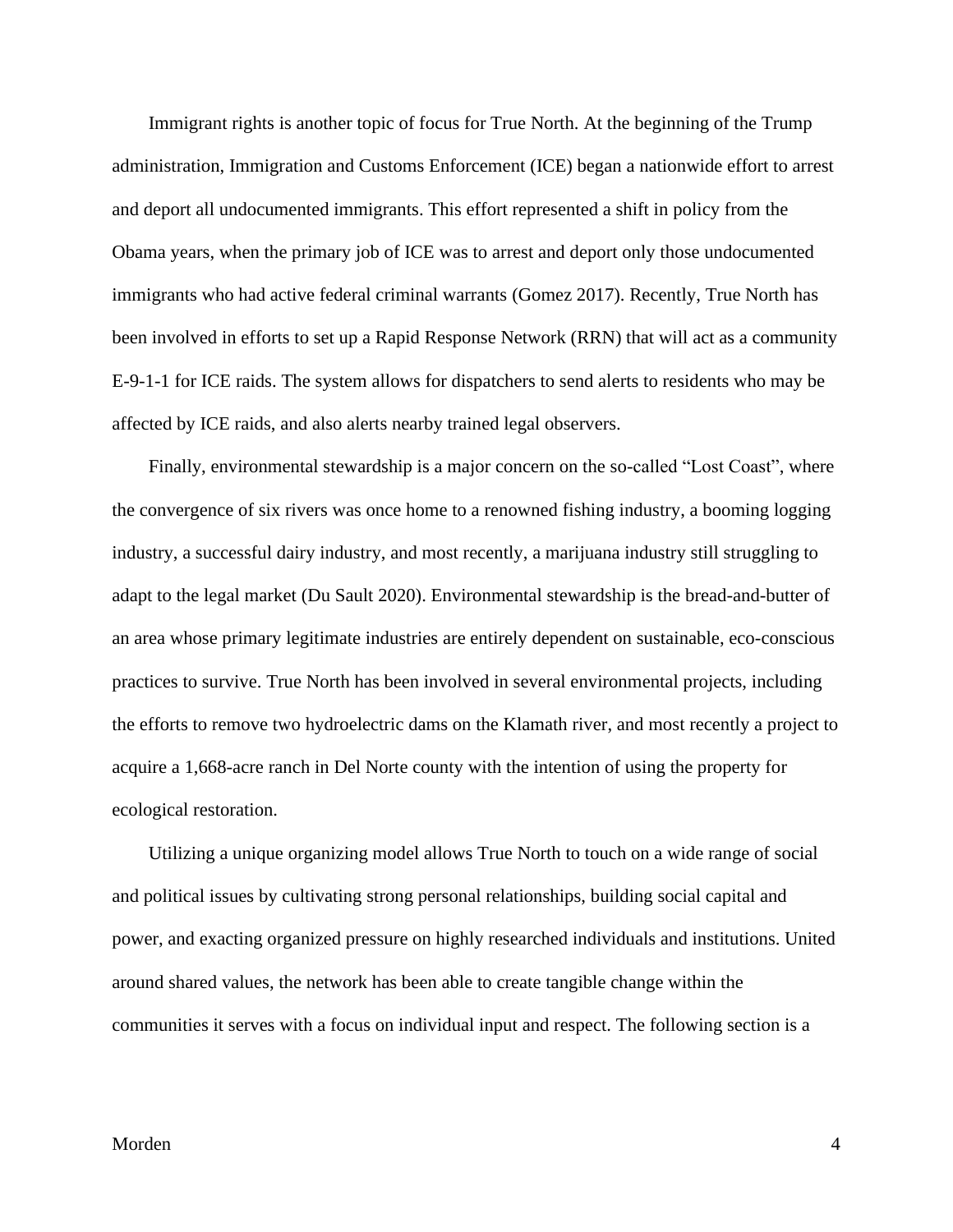Immigrant rights is another topic of focus for True North. At the beginning of the Trump administration, Immigration and Customs Enforcement (ICE) began a nationwide effort to arrest and deport all undocumented immigrants. This effort represented a shift in policy from the Obama years, when the primary job of ICE was to arrest and deport only those undocumented immigrants who had active federal criminal warrants (Gomez 2017). Recently, True North has been involved in efforts to set up a Rapid Response Network (RRN) that will act as a community E-9-1-1 for ICE raids. The system allows for dispatchers to send alerts to residents who may be affected by ICE raids, and also alerts nearby trained legal observers.

Finally, environmental stewardship is a major concern on the so-called "Lost Coast", where the convergence of six rivers was once home to a renowned fishing industry, a booming logging industry, a successful dairy industry, and most recently, a marijuana industry still struggling to adapt to the legal market (Du Sault 2020). Environmental stewardship is the bread-and-butter of an area whose primary legitimate industries are entirely dependent on sustainable, eco-conscious practices to survive. True North has been involved in several environmental projects, including the efforts to remove two hydroelectric dams on the Klamath river, and most recently a project to acquire a 1,668-acre ranch in Del Norte county with the intention of using the property for ecological restoration.

Utilizing a unique organizing model allows True North to touch on a wide range of social and political issues by cultivating strong personal relationships, building social capital and power, and exacting organized pressure on highly researched individuals and institutions. United around shared values, the network has been able to create tangible change within the communities it serves with a focus on individual input and respect. The following section is a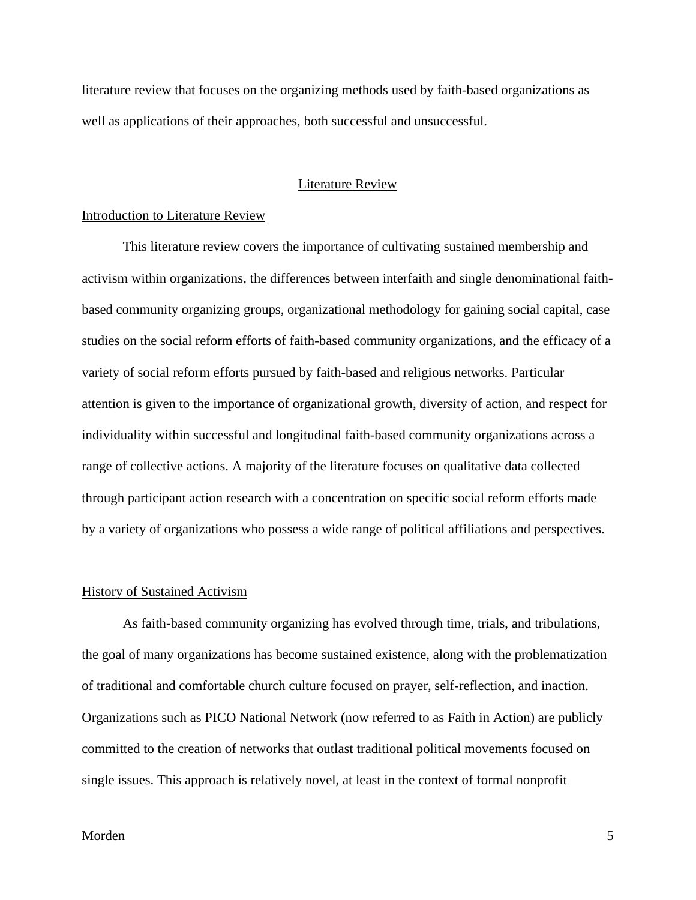literature review that focuses on the organizing methods used by faith-based organizations as well as applications of their approaches, both successful and unsuccessful.

## Literature Review

### Introduction to Literature Review

This literature review covers the importance of cultivating sustained membership and activism within organizations, the differences between interfaith and single denominational faith-based community organizing groups, organizational methodology for gaining social capital, case studies on the social reform efforts of faith-based community organizations, and the efficacy of a variety of social reform efforts pursued by faith-based and religious networks. Particular attention is given to the importance of organizational growth, diversity of action, and respect for individuality within successful and longitudinal faith-based community organizations across a range of collective actions. A majority of the literature focuses on qualitative data collected through participant action research with a concentration on specific social reform efforts made by a variety of organizations who possess a wide range of political affiliations and perspectives.

### History of Sustained Activism

As faith-based community organizing has evolved through time, trials, and tribulations, the goal of many organizations has become sustained existence, along with the problematization of traditional and comfortable church culture focused on prayer, self-reflection, and inaction. Organizations such as PICO National Network (now referred to as Faith in Action) are publicly committed to the creation of networks that outlast traditional political movements focused on single issues. This approach is relatively novel, at least in the context of formal nonprofit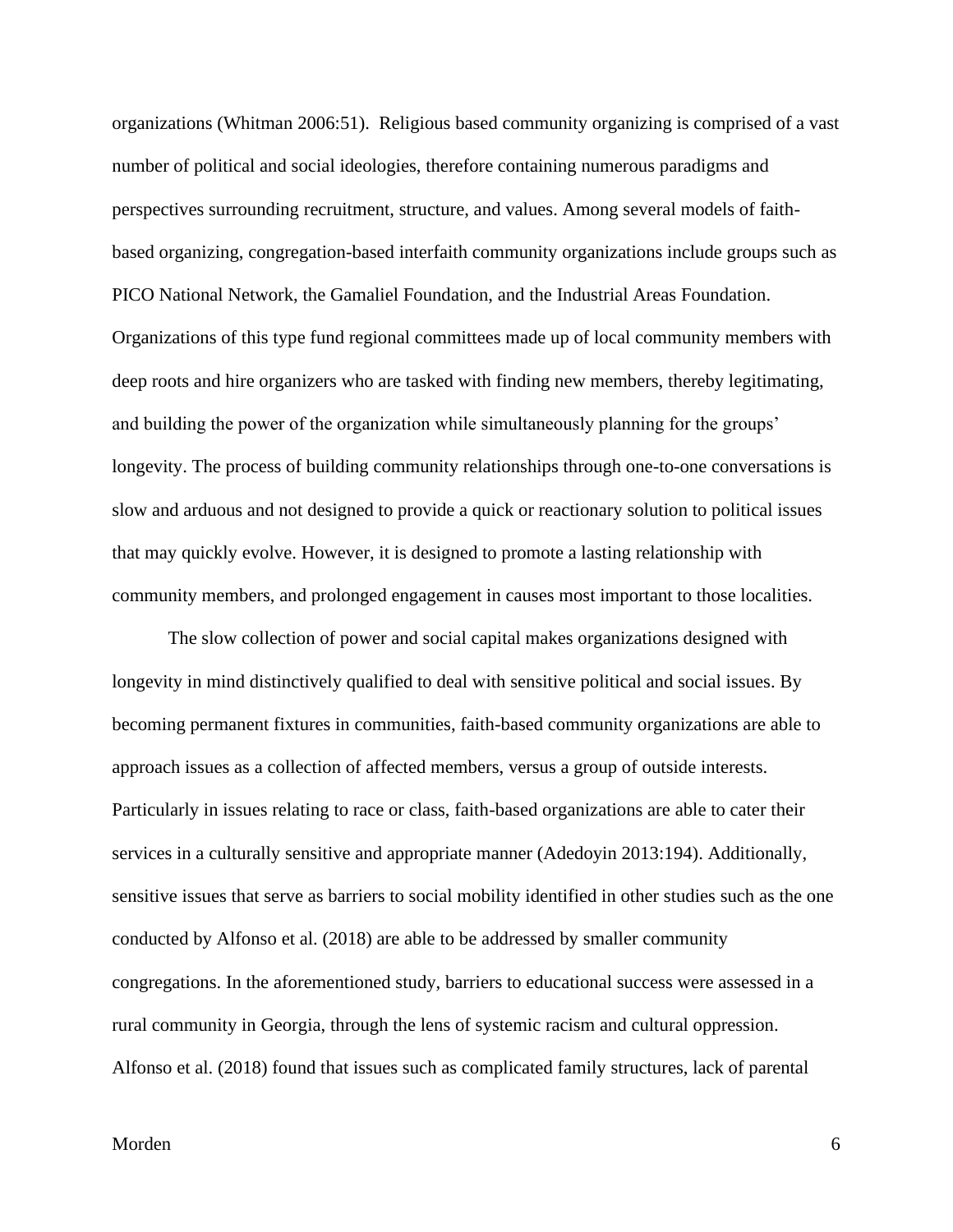organizations (Whitman 2006:51). Religious based community organizing is comprised of a vast number of political and social ideologies, therefore containing numerous paradigms and perspectives surrounding recruitment, structure, and values. Among several models of faith-based organizing, congregation-based interfaith community organizations include groups such as PICO National Network, the Gamaliel Foundation, and the Industrial Areas Foundation. Organizations of this type fund regional committees made up of local community members with deep roots and hire organizers who are tasked with finding new members, thereby legitimating, and building the power of the organization while simultaneously planning for the groups' longevity. The process of building community relationships through one-to-one conversations is slow and arduous and not designed to provide a quick or reactionary solution to political issues that may quickly evolve. However, it is designed to promote a lasting relationship with community members, and prolonged engagement in causes most important to those localities.

The slow collection of power and social capital makes organizations designed with longevity in mind distinctively qualified to deal with sensitive political and social issues. By becoming permanent fixtures in communities, faith-based community organizations are able to approach issues as a collection of affected members, versus a group of outside interests. Particularly in issues relating to race or class, faith-based organizations are able to cater their services in a culturally sensitive and appropriate manner (Adedoyin 2013:194). Additionally, sensitive issues that serve as barriers to social mobility identified in other studies such as the one conducted by Alfonso et al. (2018) are able to be addressed by smaller community congregations. In the aforementioned study, barriers to educational success were assessed in a rural community in Georgia, through the lens of systemic racism and cultural oppression. Alfonso et al. (2018) found that issues such as complicated family structures, lack of parental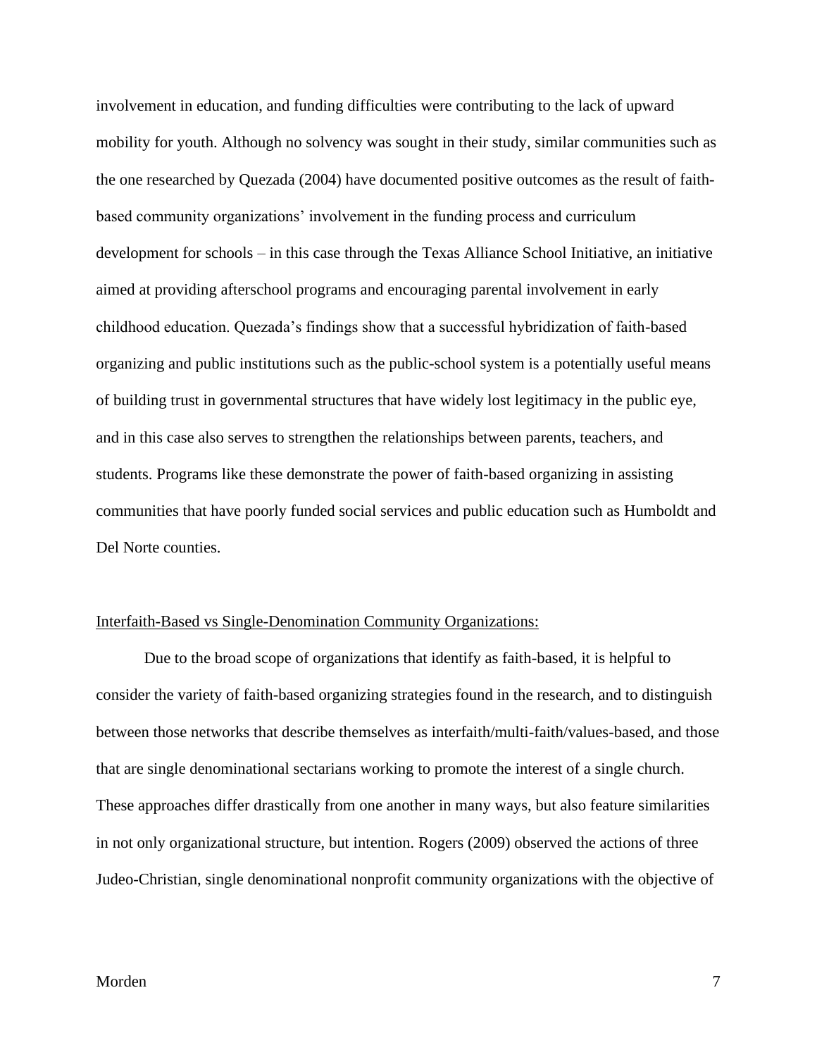involvement in education, and funding difficulties were contributing to the lack of upward mobility for youth. Although no solvency was sought in their study, similar communities such as the one researched by Quezada (2004) have documented positive outcomes as the result of faith-based community organizations' involvement in the funding process and curriculum development for schools – in this case through the Texas Alliance School Initiative, an initiative aimed at providing afterschool programs and encouraging parental involvement in early childhood education. Quezada's findings show that a successful hybridization of faith-based organizing and public institutions such as the public-school system is a potentially useful means of building trust in governmental structures that have widely lost legitimacy in the public eye, and in this case also serves to strengthen the relationships between parents, teachers, and students. Programs like these demonstrate the power of faith-based organizing in assisting communities that have poorly funded social services and public education such as Humboldt and Del Norte counties.

<u>Interfaith-Based vs Single-Denomination Community Organizations:</u>

Due to the broad scope of organizations that identify as faith-based, it is helpful to consider the variety of faith-based organizing strategies found in the research, and to distinguish between those networks that describe themselves as interfaith/multi-faith/values-based, and those that are single denominational sectarians working to promote the interest of a single church. These approaches differ drastically from one another in many ways, but also feature similarities in not only organizational structure, but intention. Rogers (2009) observed the actions of three Judeo-Christian, single denominational nonprofit community organizations with the objective of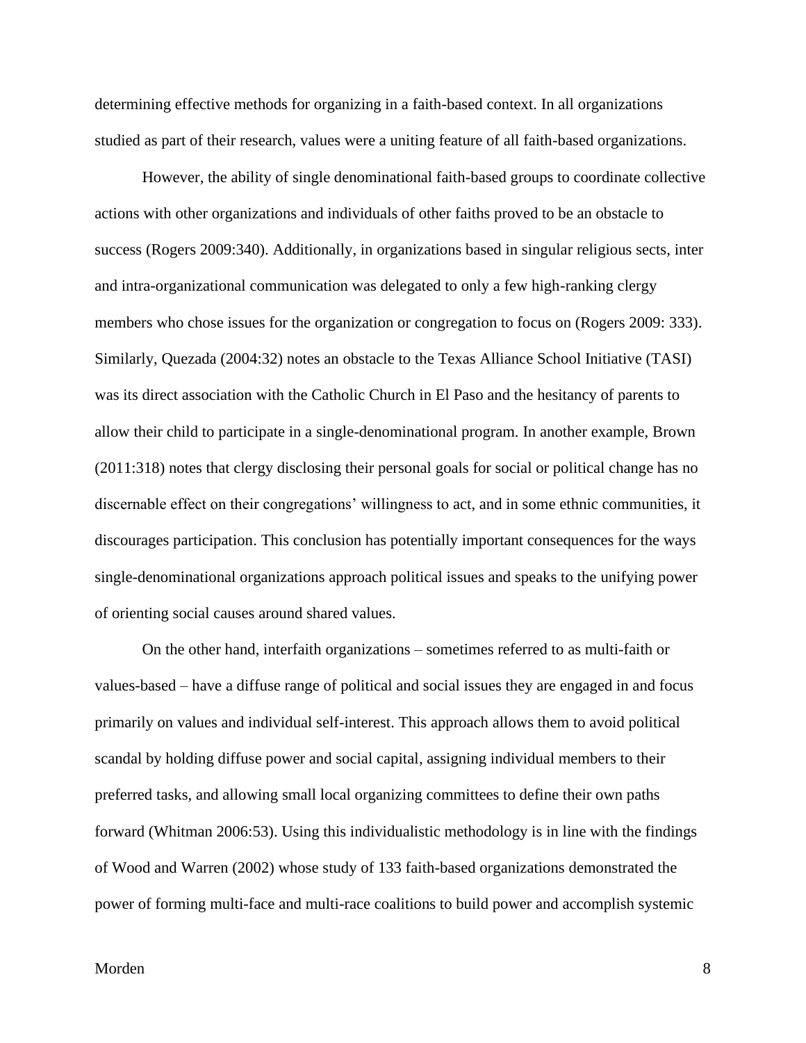determining effective methods for organizing in a faith-based context. In all organizations studied as part of their research, values were a uniting feature of all faith-based organizations.

However, the ability of single denominational faith-based groups to coordinate collective actions with other organizations and individuals of other faiths proved to be an obstacle to success (Rogers 2009:340). Additionally, in organizations based in singular religious sects, inter and intra-organizational communication was delegated to only a few high-ranking clergy members who chose issues for the organization or congregation to focus on (Rogers 2009: 333). Similarly, Quezada (2004:32) notes an obstacle to the Texas Alliance School Initiative (TASI) was its direct association with the Catholic Church in El Paso and the hesitancy of parents to allow their child to participate in a single-denominational program. In another example, Brown (2011:318) notes that clergy disclosing their personal goals for social or political change has no discernable effect on their congregations' willingness to act, and in some ethnic communities, it discourages participation. This conclusion has potentially important consequences for the ways single-denominational organizations approach political issues and speaks to the unifying power of orienting social causes around shared values.

On the other hand, interfaith organizations – sometimes referred to as multi-faith or values-based – have a diffuse range of political and social issues they are engaged in and focus primarily on values and individual self-interest. This approach allows them to avoid political scandal by holding diffuse power and social capital, assigning individual members to their preferred tasks, and allowing small local organizing committees to define their own paths forward (Whitman 2006:53). Using this individualistic methodology is in line with the findings of Wood and Warren (2002) whose study of 133 faith-based organizations demonstrated the power of forming multi-face and multi-race coalitions to build power and accomplish systemic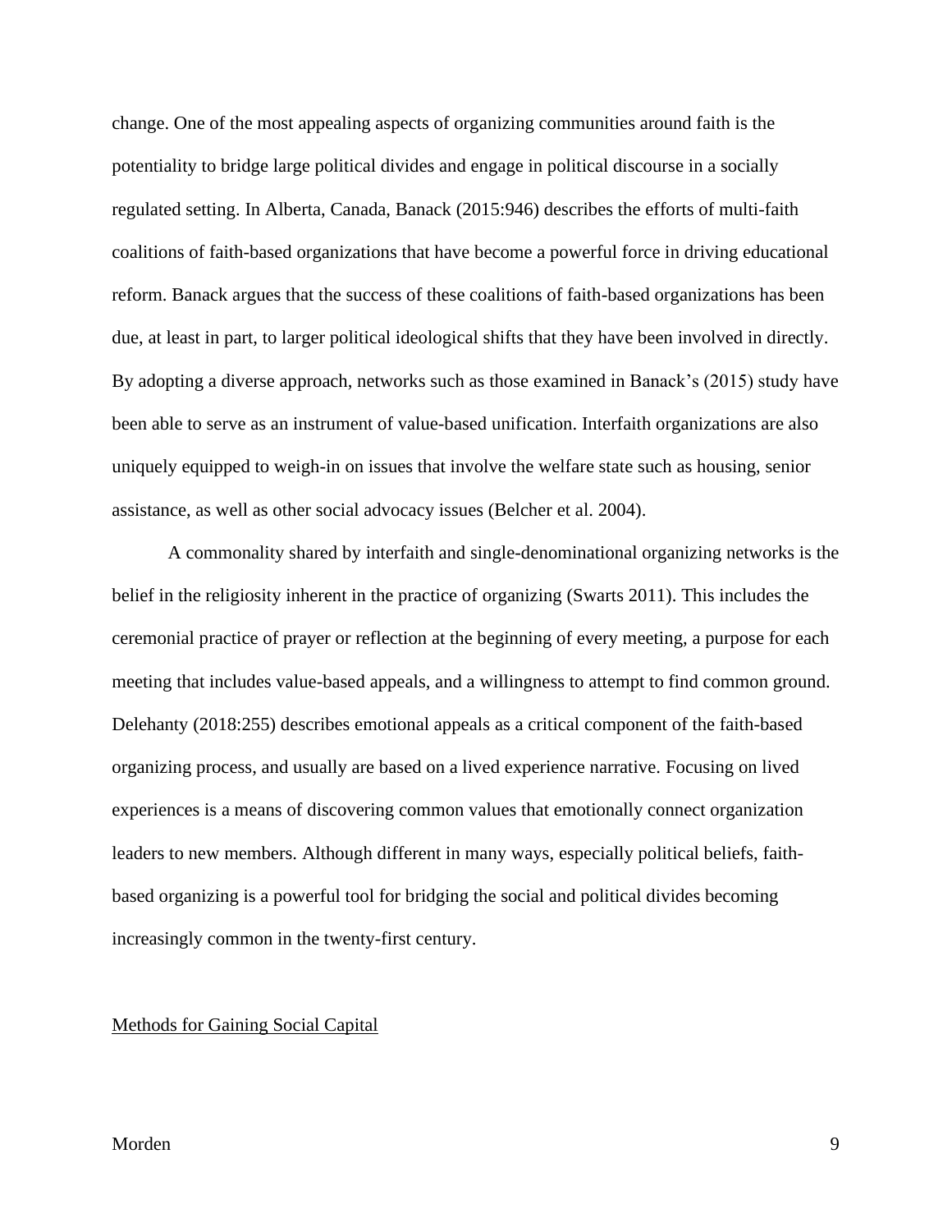change. One of the most appealing aspects of organizing communities around faith is the potentiality to bridge large political divides and engage in political discourse in a socially regulated setting. In Alberta, Canada, Banack (2015:946) describes the efforts of multi-faith coalitions of faith-based organizations that have become a powerful force in driving educational reform. Banack argues that the success of these coalitions of faith-based organizations has been due, at least in part, to larger political ideological shifts that they have been involved in directly. By adopting a diverse approach, networks such as those examined in Banack's (2015) study have been able to serve as an instrument of value-based unification. Interfaith organizations are also uniquely equipped to weigh-in on issues that involve the welfare state such as housing, senior assistance, as well as other social advocacy issues (Belcher et al. 2004).

A commonality shared by interfaith and single-denominational organizing networks is the belief in the religiosity inherent in the practice of organizing (Swarts 2011). This includes the ceremonial practice of prayer or reflection at the beginning of every meeting, a purpose for each meeting that includes value-based appeals, and a willingness to attempt to find common ground. Delehanty (2018:255) describes emotional appeals as a critical component of the faith-based organizing process, and usually are based on a lived experience narrative. Focusing on lived experiences is a means of discovering common values that emotionally connect organization leaders to new members. Although different in many ways, especially political beliefs, faith-based organizing is a powerful tool for bridging the social and political divides becoming increasingly common in the twenty-first century.

### Methods for Gaining Social Capital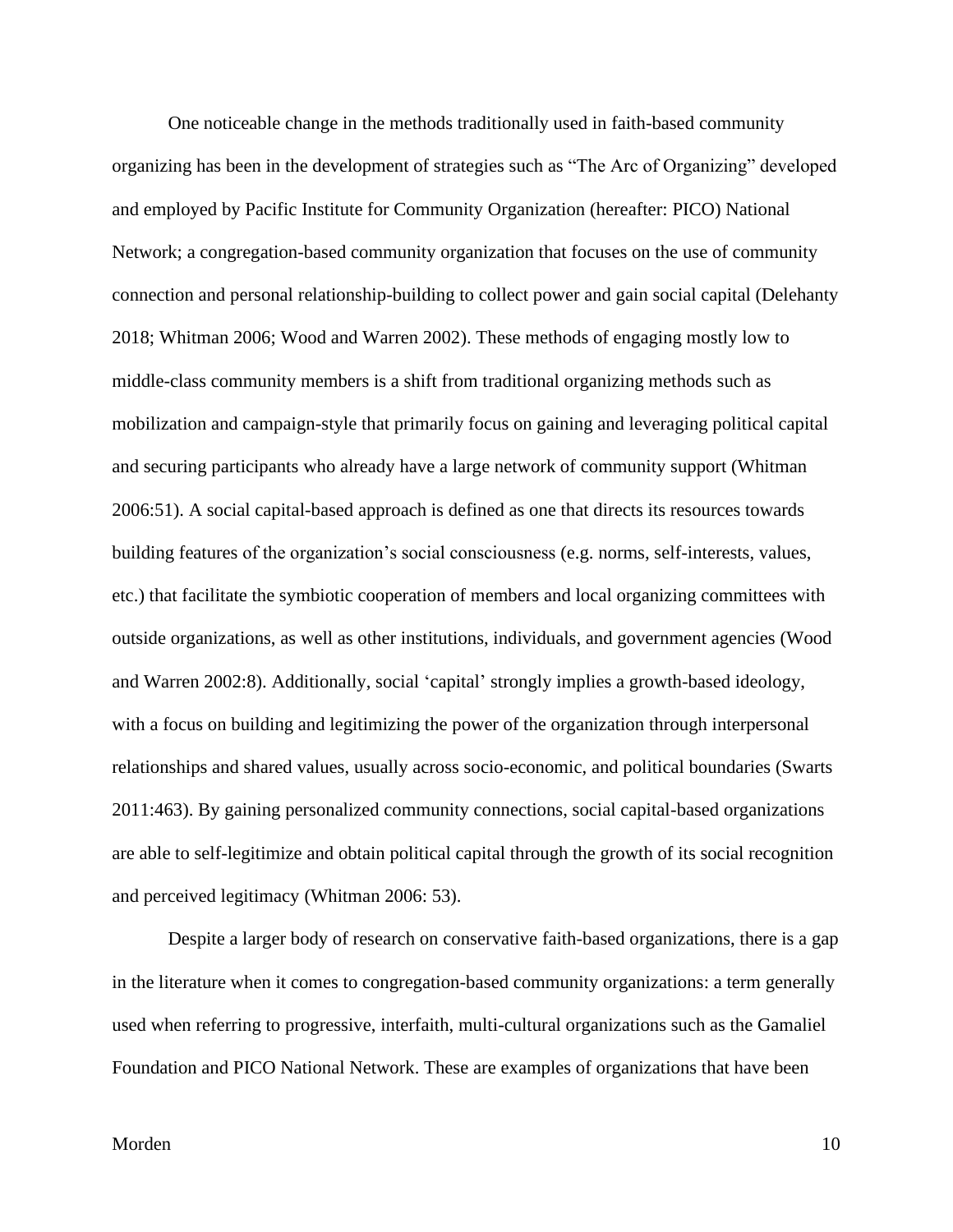One noticeable change in the methods traditionally used in faith-based community organizing has been in the development of strategies such as "The Arc of Organizing" developed and employed by Pacific Institute for Community Organization (hereafter: PICO) National Network; a congregation-based community organization that focuses on the use of community connection and personal relationship-building to collect power and gain social capital (Delehanty 2018; Whitman 2006; Wood and Warren 2002). These methods of engaging mostly low to middle-class community members is a shift from traditional organizing methods such as mobilization and campaign-style that primarily focus on gaining and leveraging political capital and securing participants who already have a large network of community support (Whitman 2006:51). A social capital-based approach is defined as one that directs its resources towards building features of the organization's social consciousness (e.g. norms, self-interests, values, etc.) that facilitate the symbiotic cooperation of members and local organizing committees with outside organizations, as well as other institutions, individuals, and government agencies (Wood and Warren 2002:8). Additionally, social 'capital' strongly implies a growth-based ideology, with a focus on building and legitimizing the power of the organization through interpersonal relationships and shared values, usually across socio-economic, and political boundaries (Swarts 2011:463). By gaining personalized community connections, social capital-based organizations are able to self-legitimize and obtain political capital through the growth of its social recognition and perceived legitimacy (Whitman 2006: 53).

Despite a larger body of research on conservative faith-based organizations, there is a gap in the literature when it comes to congregation-based community organizations: a term generally used when referring to progressive, interfaith, multi-cultural organizations such as the Gamaliel Foundation and PICO National Network. These are examples of organizations that have been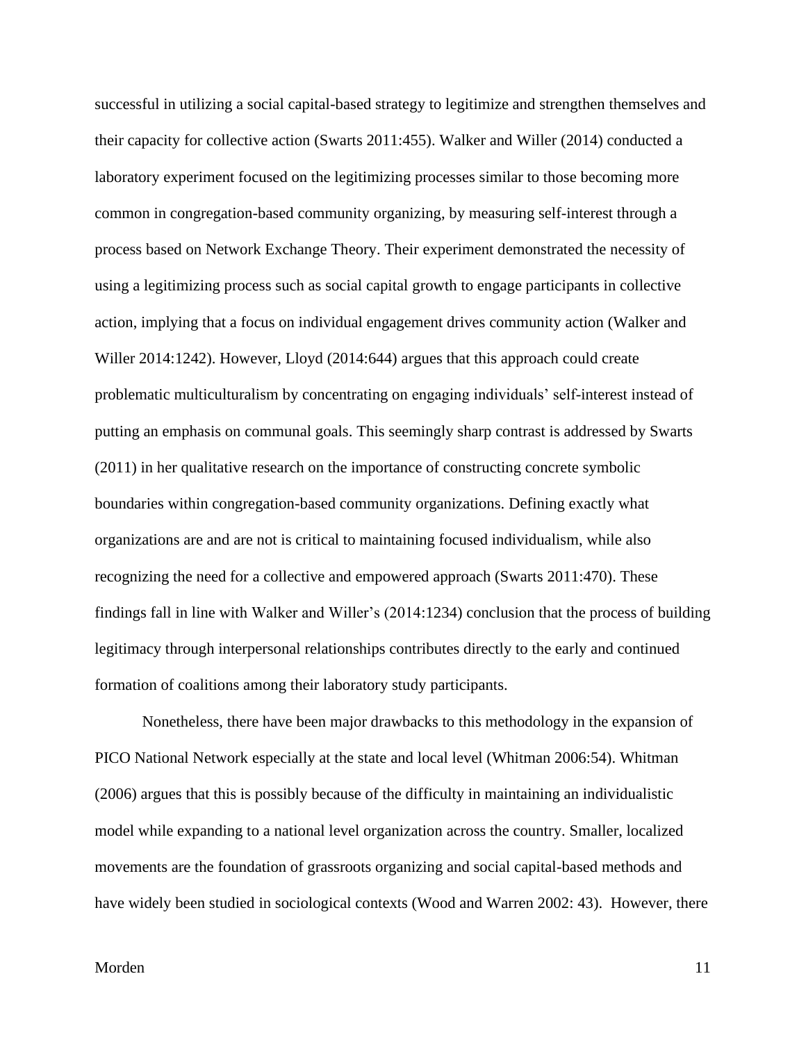successful in utilizing a social capital-based strategy to legitimize and strengthen themselves and their capacity for collective action (Swarts 2011:455). Walker and Willer (2014) conducted a laboratory experiment focused on the legitimizing processes similar to those becoming more common in congregation-based community organizing, by measuring self-interest through a process based on Network Exchange Theory. Their experiment demonstrated the necessity of using a legitimizing process such as social capital growth to engage participants in collective action, implying that a focus on individual engagement drives community action (Walker and Willer 2014:1242). However, Lloyd (2014:644) argues that this approach could create problematic multiculturalism by concentrating on engaging individuals' self-interest instead of putting an emphasis on communal goals. This seemingly sharp contrast is addressed by Swarts (2011) in her qualitative research on the importance of constructing concrete symbolic boundaries within congregation-based community organizations. Defining exactly what organizations are and are not is critical to maintaining focused individualism, while also recognizing the need for a collective and empowered approach (Swarts 2011:470). These findings fall in line with Walker and Willer's (2014:1234) conclusion that the process of building legitimacy through interpersonal relationships contributes directly to the early and continued formation of coalitions among their laboratory study participants.

Nonetheless, there have been major drawbacks to this methodology in the expansion of PICO National Network especially at the state and local level (Whitman 2006:54). Whitman (2006) argues that this is possibly because of the difficulty in maintaining an individualistic model while expanding to a national level organization across the country. Smaller, localized movements are the foundation of grassroots organizing and social capital-based methods and have widely been studied in sociological contexts (Wood and Warren 2002: 43). However, there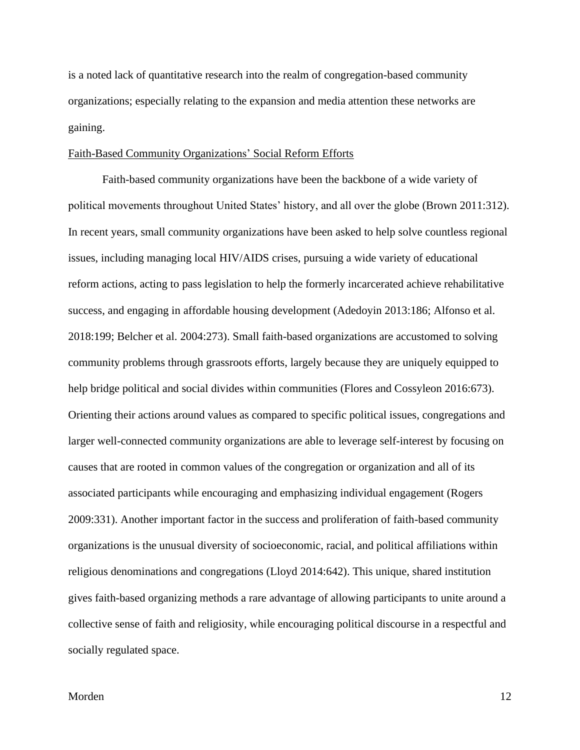is a noted lack of quantitative research into the realm of congregation-based community organizations; especially relating to the expansion and media attention these networks are gaining.

Faith-Based Community Organizations' Social Reform Efforts

Faith-based community organizations have been the backbone of a wide variety of political movements throughout United States' history, and all over the globe (Brown 2011:312). In recent years, small community organizations have been asked to help solve countless regional issues, including managing local HIV/AIDS crises, pursuing a wide variety of educational reform actions, acting to pass legislation to help the formerly incarcerated achieve rehabilitative success, and engaging in affordable housing development (Adedoyin 2013:186; Alfonso et al. 2018:199; Belcher et al. 2004:273). Small faith-based organizations are accustomed to solving community problems through grassroots efforts, largely because they are uniquely equipped to help bridge political and social divides within communities (Flores and Cossyleon 2016:673). Orienting their actions around values as compared to specific political issues, congregations and larger well-connected community organizations are able to leverage self-interest by focusing on causes that are rooted in common values of the congregation or organization and all of its associated participants while encouraging and emphasizing individual engagement (Rogers 2009:331). Another important factor in the success and proliferation of faith-based community organizations is the unusual diversity of socioeconomic, racial, and political affiliations within religious denominations and congregations (Lloyd 2014:642). This unique, shared institution gives faith-based organizing methods a rare advantage of allowing participants to unite around a collective sense of faith and religiosity, while encouraging political discourse in a respectful and socially regulated space.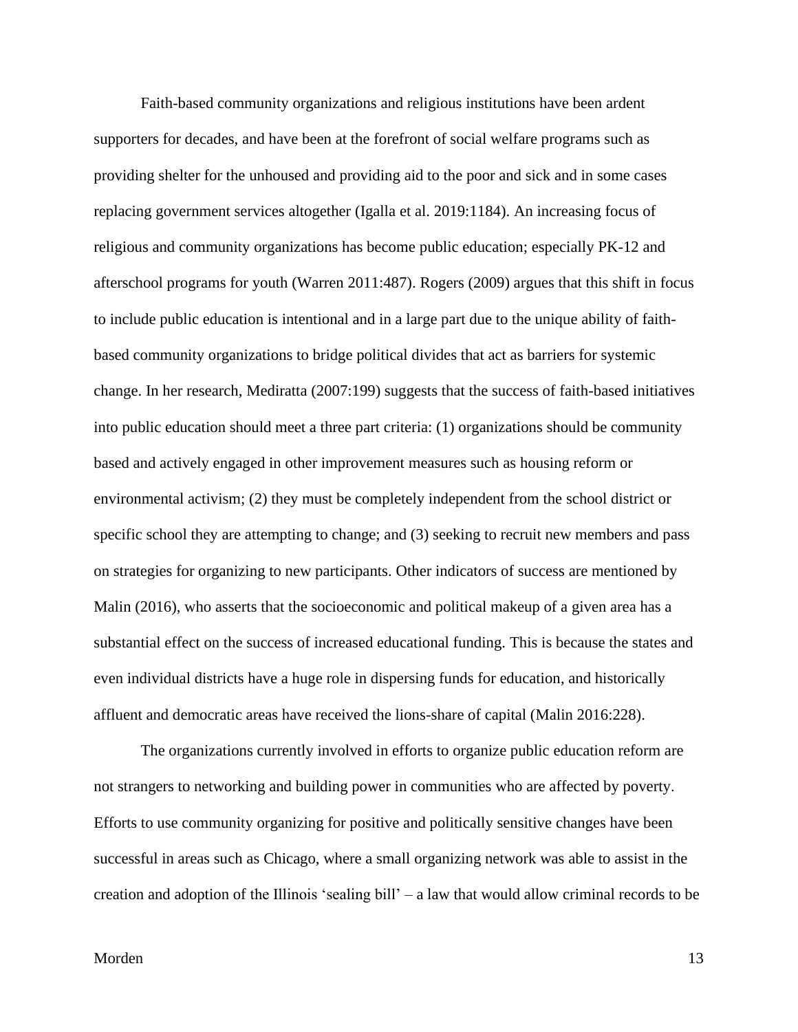Faith-based community organizations and religious institutions have been ardent supporters for decades, and have been at the forefront of social welfare programs such as providing shelter for the unhoused and providing aid to the poor and sick and in some cases replacing government services altogether (Igalla et al. 2019:1184). An increasing focus of religious and community organizations has become public education; especially PK-12 and afterschool programs for youth (Warren 2011:487). Rogers (2009) argues that this shift in focus to include public education is intentional and in a large part due to the unique ability of faith-based community organizations to bridge political divides that act as barriers for systemic change. In her research, Mediratta (2007:199) suggests that the success of faith-based initiatives into public education should meet a three part criteria: (1) organizations should be community based and actively engaged in other improvement measures such as housing reform or environmental activism; (2) they must be completely independent from the school district or specific school they are attempting to change; and (3) seeking to recruit new members and pass on strategies for organizing to new participants. Other indicators of success are mentioned by Malin (2016), who asserts that the socioeconomic and political makeup of a given area has a substantial effect on the success of increased educational funding. This is because the states and even individual districts have a huge role in dispersing funds for education, and historically affluent and democratic areas have received the lions-share of capital (Malin 2016:228).

The organizations currently involved in efforts to organize public education reform are not strangers to networking and building power in communities who are affected by poverty. Efforts to use community organizing for positive and politically sensitive changes have been successful in areas such as Chicago, where a small organizing network was able to assist in the creation and adoption of the Illinois 'sealing bill' – a law that would allow criminal records to be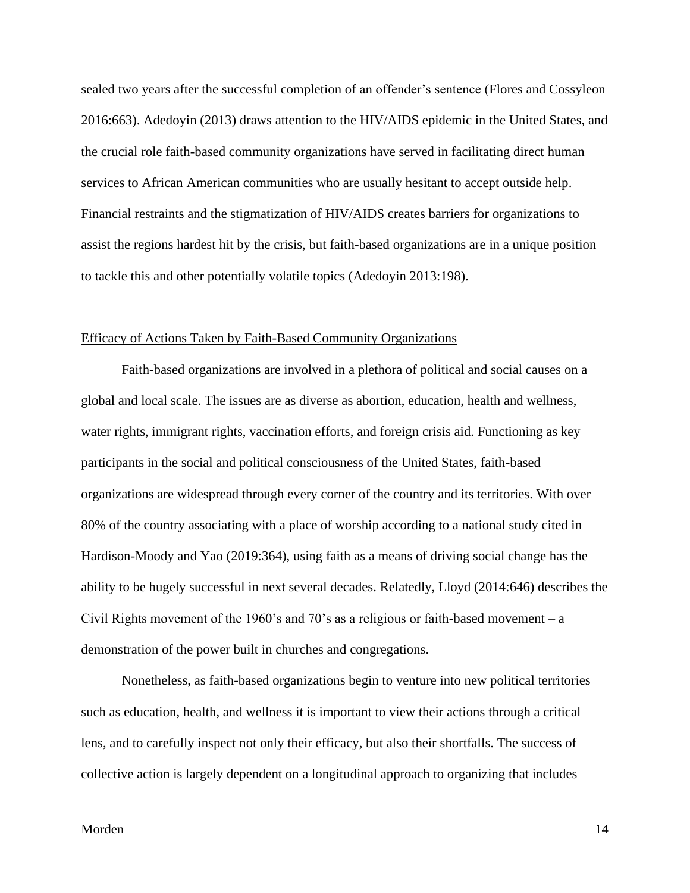sealed two years after the successful completion of an offender's sentence (Flores and Cossyleon 2016:663). Adedoyin (2013) draws attention to the HIV/AIDS epidemic in the United States, and the crucial role faith-based community organizations have served in facilitating direct human services to African American communities who are usually hesitant to accept outside help. Financial restraints and the stigmatization of HIV/AIDS creates barriers for organizations to assist the regions hardest hit by the crisis, but faith-based organizations are in a unique position to tackle this and other potentially volatile topics (Adedoyin 2013:198).

## Efficacy of Actions Taken by Faith-Based Community Organizations

Faith-based organizations are involved in a plethora of political and social causes on a global and local scale. The issues are as diverse as abortion, education, health and wellness, water rights, immigrant rights, vaccination efforts, and foreign crisis aid. Functioning as key participants in the social and political consciousness of the United States, faith-based organizations are widespread through every corner of the country and its territories. With over 80% of the country associating with a place of worship according to a national study cited in Hardison-Moody and Yao (2019:364), using faith as a means of driving social change has the ability to be hugely successful in next several decades. Relatedly, Lloyd (2014:646) describes the Civil Rights movement of the 1960's and 70's as a religious or faith-based movement – a demonstration of the power built in churches and congregations.

Nonetheless, as faith-based organizations begin to venture into new political territories such as education, health, and wellness it is important to view their actions through a critical lens, and to carefully inspect not only their efficacy, but also their shortfalls. The success of collective action is largely dependent on a longitudinal approach to organizing that includes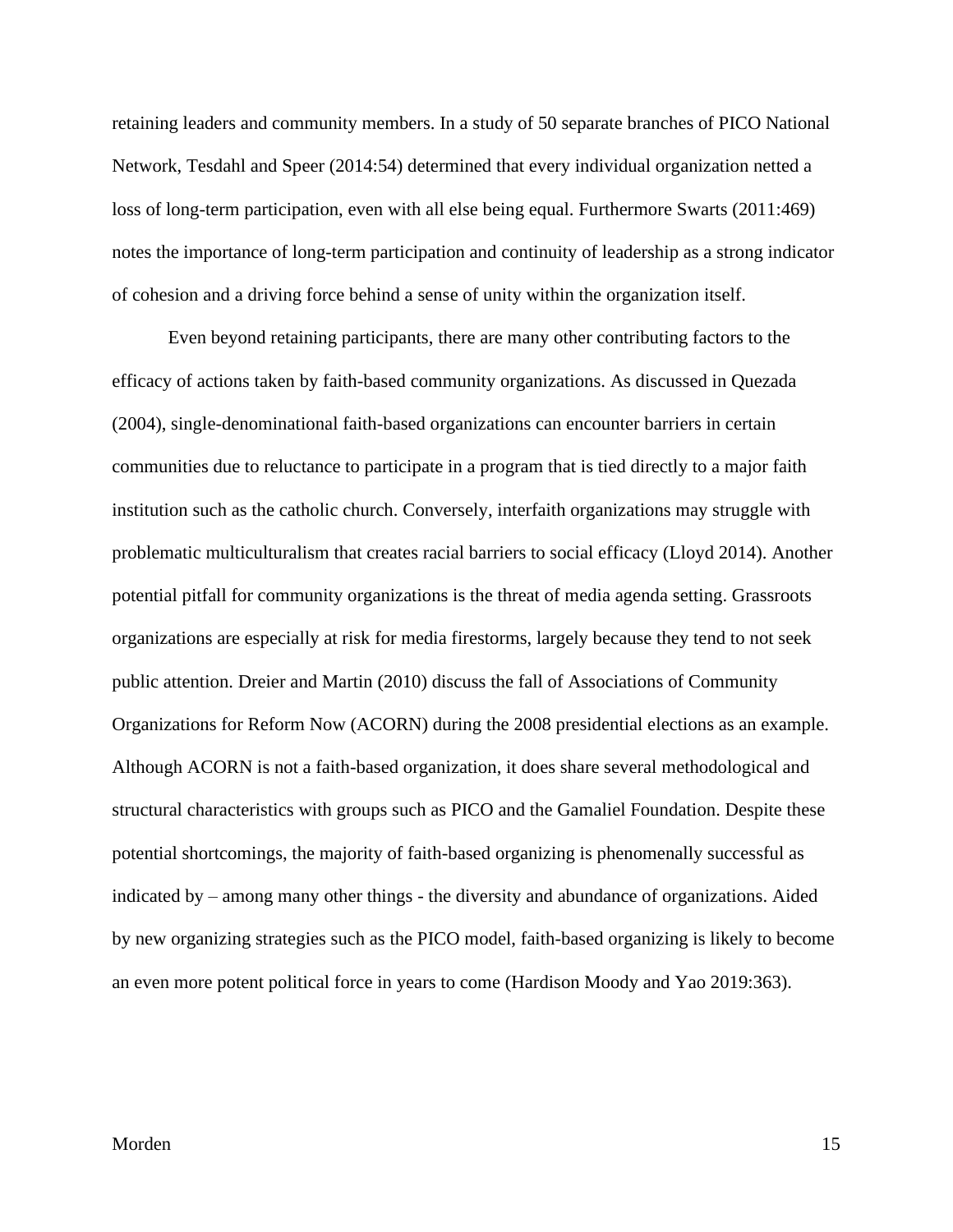retaining leaders and community members. In a study of 50 separate branches of PICO National Network, Tesdahl and Speer (2014:54) determined that every individual organization netted a loss of long-term participation, even with all else being equal. Furthermore Swarts (2011:469) notes the importance of long-term participation and continuity of leadership as a strong indicator of cohesion and a driving force behind a sense of unity within the organization itself.

Even beyond retaining participants, there are many other contributing factors to the efficacy of actions taken by faith-based community organizations. As discussed in Quezada (2004), single-denominational faith-based organizations can encounter barriers in certain communities due to reluctance to participate in a program that is tied directly to a major faith institution such as the catholic church. Conversely, interfaith organizations may struggle with problematic multiculturalism that creates racial barriers to social efficacy (Lloyd 2014). Another potential pitfall for community organizations is the threat of media agenda setting. Grassroots organizations are especially at risk for media firestorms, largely because they tend to not seek public attention. Dreier and Martin (2010) discuss the fall of Associations of Community Organizations for Reform Now (ACORN) during the 2008 presidential elections as an example. Although ACORN is not a faith-based organization, it does share several methodological and structural characteristics with groups such as PICO and the Gamaliel Foundation. Despite these potential shortcomings, the majority of faith-based organizing is phenomenally successful as indicated by – among many other things - the diversity and abundance of organizations. Aided by new organizing strategies such as the PICO model, faith-based organizing is likely to become an even more potent political force in years to come (Hardison Moody and Yao 2019:363).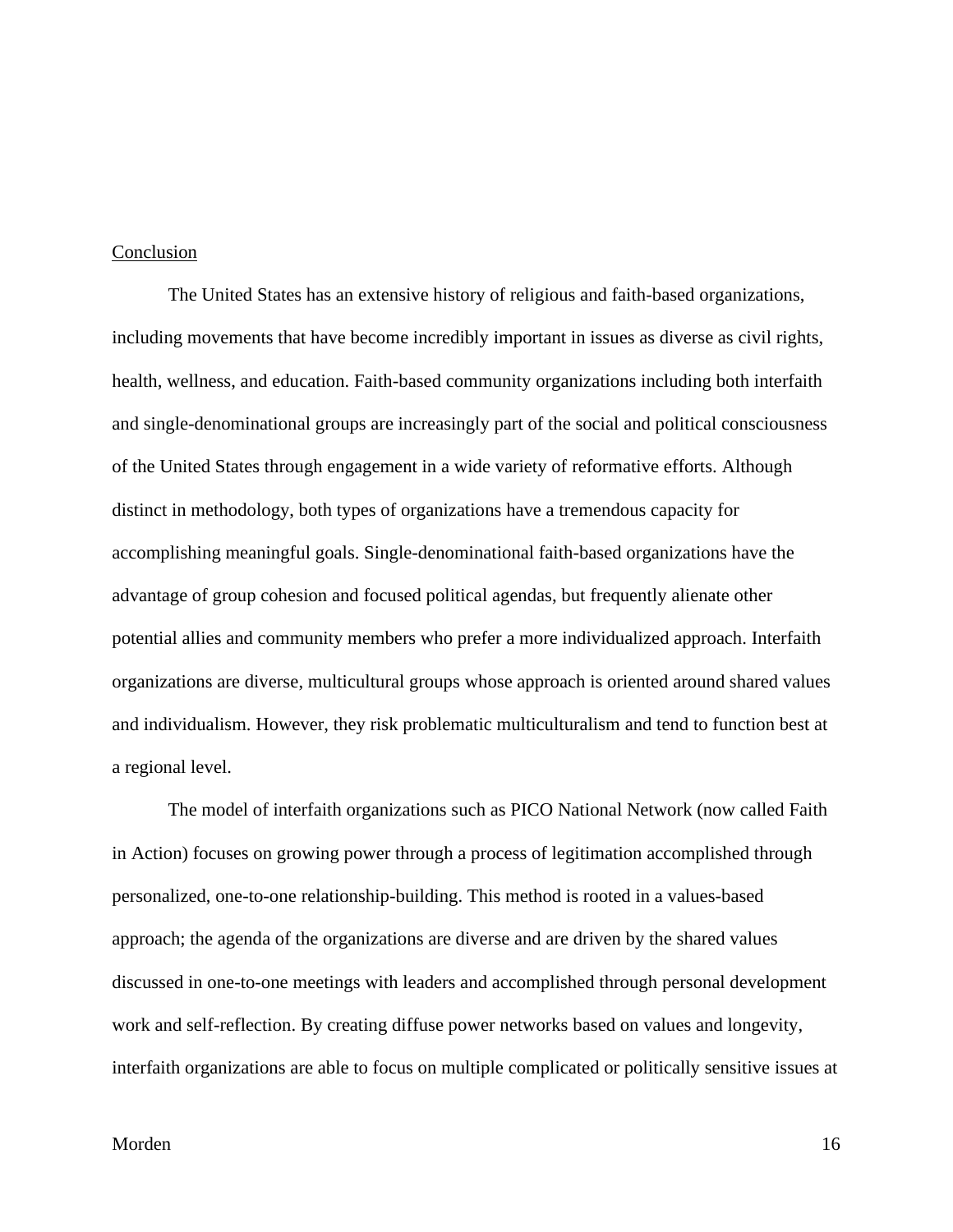Conclusion

The United States has an extensive history of religious and faith-based organizations, including movements that have become incredibly important in issues as diverse as civil rights, health, wellness, and education. Faith-based community organizations including both interfaith and single-denominational groups are increasingly part of the social and political consciousness of the United States through engagement in a wide variety of reformative efforts. Although distinct in methodology, both types of organizations have a tremendous capacity for accomplishing meaningful goals. Single-denominational faith-based organizations have the advantage of group cohesion and focused political agendas, but frequently alienate other potential allies and community members who prefer a more individualized approach. Interfaith organizations are diverse, multicultural groups whose approach is oriented around shared values and individualism. However, they risk problematic multiculturalism and tend to function best at a regional level.

The model of interfaith organizations such as PICO National Network (now called Faith in Action) focuses on growing power through a process of legitimation accomplished through personalized, one-to-one relationship-building. This method is rooted in a values-based approach; the agenda of the organizations are diverse and are driven by the shared values discussed in one-to-one meetings with leaders and accomplished through personal development work and self-reflection. By creating diffuse power networks based on values and longevity, interfaith organizations are able to focus on multiple complicated or politically sensitive issues at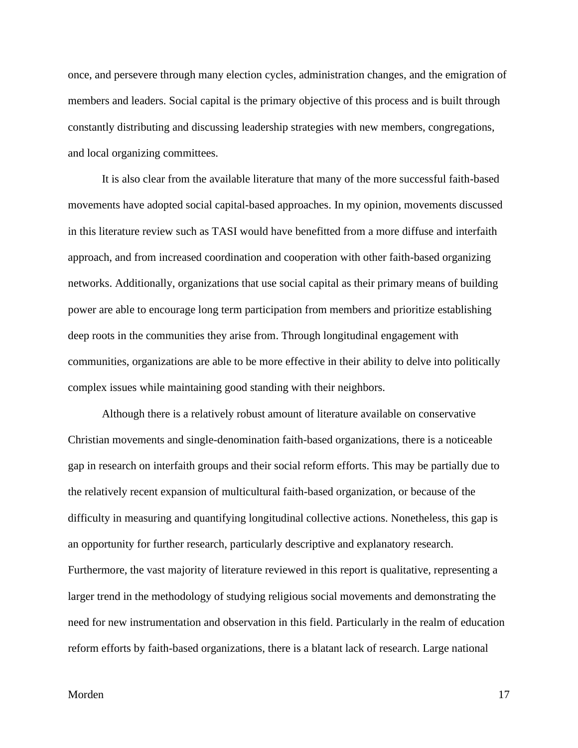once, and persevere through many election cycles, administration changes, and the emigration of members and leaders. Social capital is the primary objective of this process and is built through constantly distributing and discussing leadership strategies with new members, congregations, and local organizing committees.

It is also clear from the available literature that many of the more successful faith-based movements have adopted social capital-based approaches. In my opinion, movements discussed in this literature review such as TASI would have benefitted from a more diffuse and interfaith approach, and from increased coordination and cooperation with other faith-based organizing networks. Additionally, organizations that use social capital as their primary means of building power are able to encourage long term participation from members and prioritize establishing deep roots in the communities they arise from. Through longitudinal engagement with communities, organizations are able to be more effective in their ability to delve into politically complex issues while maintaining good standing with their neighbors.

Although there is a relatively robust amount of literature available on conservative Christian movements and single-denomination faith-based organizations, there is a noticeable gap in research on interfaith groups and their social reform efforts. This may be partially due to the relatively recent expansion of multicultural faith-based organization, or because of the difficulty in measuring and quantifying longitudinal collective actions. Nonetheless, this gap is an opportunity for further research, particularly descriptive and explanatory research. Furthermore, the vast majority of literature reviewed in this report is qualitative, representing a larger trend in the methodology of studying religious social movements and demonstrating the need for new instrumentation and observation in this field. Particularly in the realm of education reform efforts by faith-based organizations, there is a blatant lack of research. Large national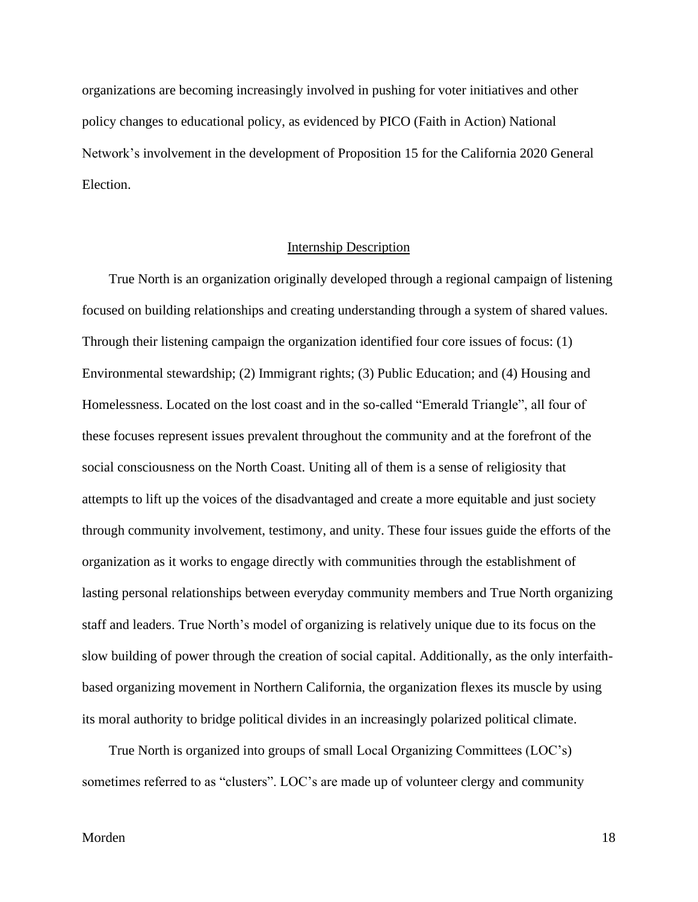organizations are becoming increasingly involved in pushing for voter initiatives and other policy changes to educational policy, as evidenced by PICO (Faith in Action) National Network's involvement in the development of Proposition 15 for the California 2020 General Election.

## Internship Description

True North is an organization originally developed through a regional campaign of listening focused on building relationships and creating understanding through a system of shared values. Through their listening campaign the organization identified four core issues of focus: (1) Environmental stewardship; (2) Immigrant rights; (3) Public Education; and (4) Housing and Homelessness. Located on the lost coast and in the so-called "Emerald Triangle", all four of these focuses represent issues prevalent throughout the community and at the forefront of the social consciousness on the North Coast. Uniting all of them is a sense of religiosity that attempts to lift up the voices of the disadvantaged and create a more equitable and just society through community involvement, testimony, and unity. These four issues guide the efforts of the organization as it works to engage directly with communities through the establishment of lasting personal relationships between everyday community members and True North organizing staff and leaders. True North's model of organizing is relatively unique due to its focus on the slow building of power through the creation of social capital. Additionally, as the only interfaith-based organizing movement in Northern California, the organization flexes its muscle by using its moral authority to bridge political divides in an increasingly polarized political climate.

True North is organized into groups of small Local Organizing Committees (LOC's) sometimes referred to as "clusters". LOC's are made up of volunteer clergy and community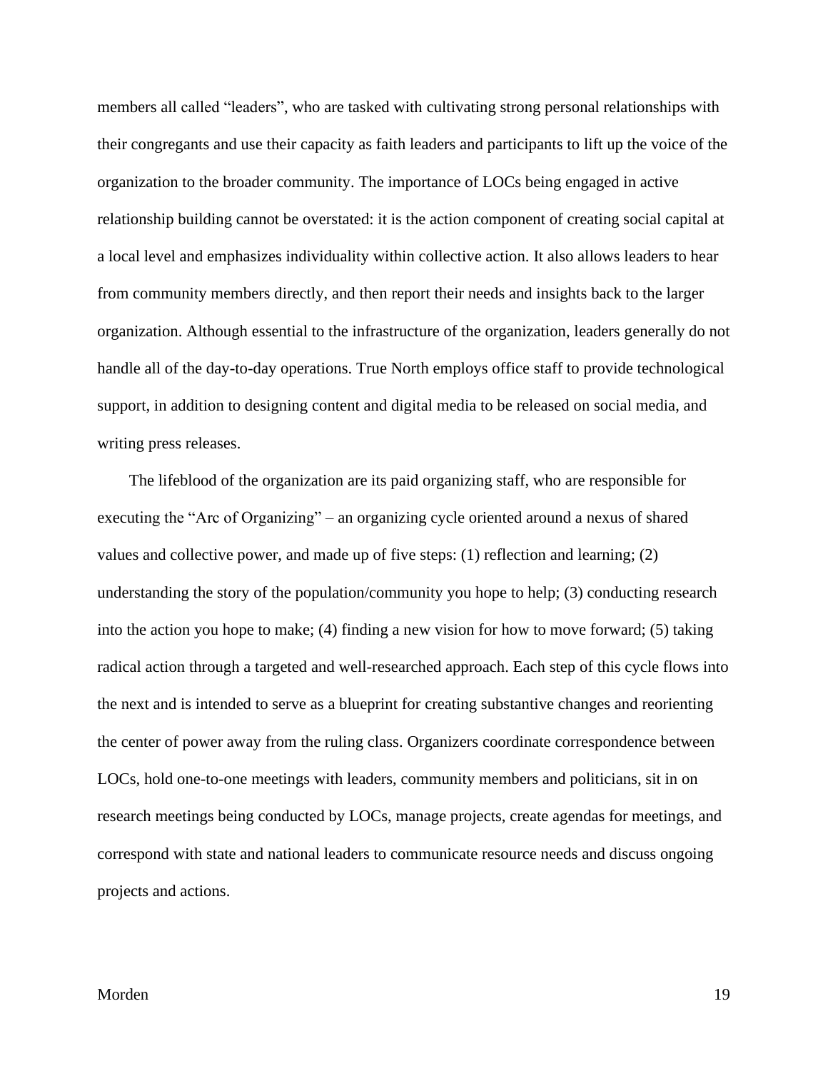members all called "leaders", who are tasked with cultivating strong personal relationships with their congregants and use their capacity as faith leaders and participants to lift up the voice of the organization to the broader community. The importance of LOCs being engaged in active relationship building cannot be overstated: it is the action component of creating social capital at a local level and emphasizes individuality within collective action. It also allows leaders to hear from community members directly, and then report their needs and insights back to the larger organization. Although essential to the infrastructure of the organization, leaders generally do not handle all of the day-to-day operations. True North employs office staff to provide technological support, in addition to designing content and digital media to be released on social media, and writing press releases.

The lifeblood of the organization are its paid organizing staff, who are responsible for executing the "Arc of Organizing" – an organizing cycle oriented around a nexus of shared values and collective power, and made up of five steps: (1) reflection and learning; (2) understanding the story of the population/community you hope to help; (3) conducting research into the action you hope to make; (4) finding a new vision for how to move forward; (5) taking radical action through a targeted and well-researched approach. Each step of this cycle flows into the next and is intended to serve as a blueprint for creating substantive changes and reorienting the center of power away from the ruling class. Organizers coordinate correspondence between LOCs, hold one-to-one meetings with leaders, community members and politicians, sit in on research meetings being conducted by LOCs, manage projects, create agendas for meetings, and correspond with state and national leaders to communicate resource needs and discuss ongoing projects and actions.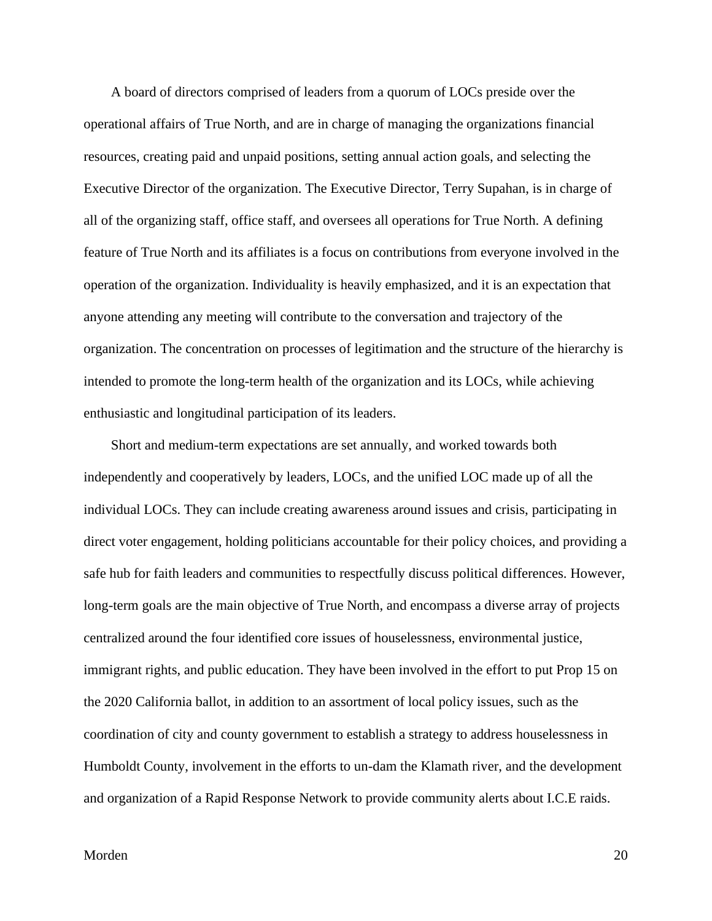A board of directors comprised of leaders from a quorum of LOCs preside over the operational affairs of True North, and are in charge of managing the organizations financial resources, creating paid and unpaid positions, setting annual action goals, and selecting the Executive Director of the organization. The Executive Director, Terry Supahan, is in charge of all of the organizing staff, office staff, and oversees all operations for True North. A defining feature of True North and its affiliates is a focus on contributions from everyone involved in the operation of the organization. Individuality is heavily emphasized, and it is an expectation that anyone attending any meeting will contribute to the conversation and trajectory of the organization. The concentration on processes of legitimation and the structure of the hierarchy is intended to promote the long-term health of the organization and its LOCs, while achieving enthusiastic and longitudinal participation of its leaders.

Short and medium-term expectations are set annually, and worked towards both independently and cooperatively by leaders, LOCs, and the unified LOC made up of all the individual LOCs. They can include creating awareness around issues and crisis, participating in direct voter engagement, holding politicians accountable for their policy choices, and providing a safe hub for faith leaders and communities to respectfully discuss political differences. However, long-term goals are the main objective of True North, and encompass a diverse array of projects centralized around the four identified core issues of houselessness, environmental justice, immigrant rights, and public education. They have been involved in the effort to put Prop 15 on the 2020 California ballot, in addition to an assortment of local policy issues, such as the coordination of city and county government to establish a strategy to address houselessness in Humboldt County, involvement in the efforts to un-dam the Klamath river, and the development and organization of a Rapid Response Network to provide community alerts about I.C.E raids.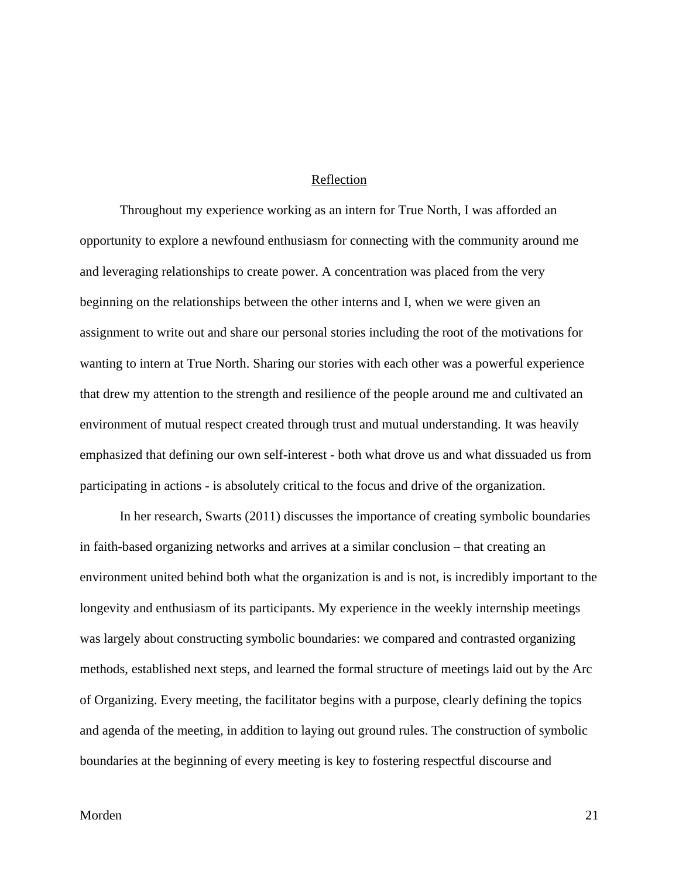## Reflection

Throughout my experience working as an intern for True North, I was afforded an opportunity to explore a newfound enthusiasm for connecting with the community around me and leveraging relationships to create power. A concentration was placed from the very beginning on the relationships between the other interns and I, when we were given an assignment to write out and share our personal stories including the root of the motivations for wanting to intern at True North. Sharing our stories with each other was a powerful experience that drew my attention to the strength and resilience of the people around me and cultivated an environment of mutual respect created through trust and mutual understanding. It was heavily emphasized that defining our own self-interest - both what drove us and what dissuaded us from participating in actions - is absolutely critical to the focus and drive of the organization.

In her research, Swarts (2011) discusses the importance of creating symbolic boundaries in faith-based organizing networks and arrives at a similar conclusion – that creating an environment united behind both what the organization is and is not, is incredibly important to the longevity and enthusiasm of its participants. My experience in the weekly internship meetings was largely about constructing symbolic boundaries: we compared and contrasted organizing methods, established next steps, and learned the formal structure of meetings laid out by the Arc of Organizing. Every meeting, the facilitator begins with a purpose, clearly defining the topics and agenda of the meeting, in addition to laying out ground rules. The construction of symbolic boundaries at the beginning of every meeting is key to fostering respectful discourse and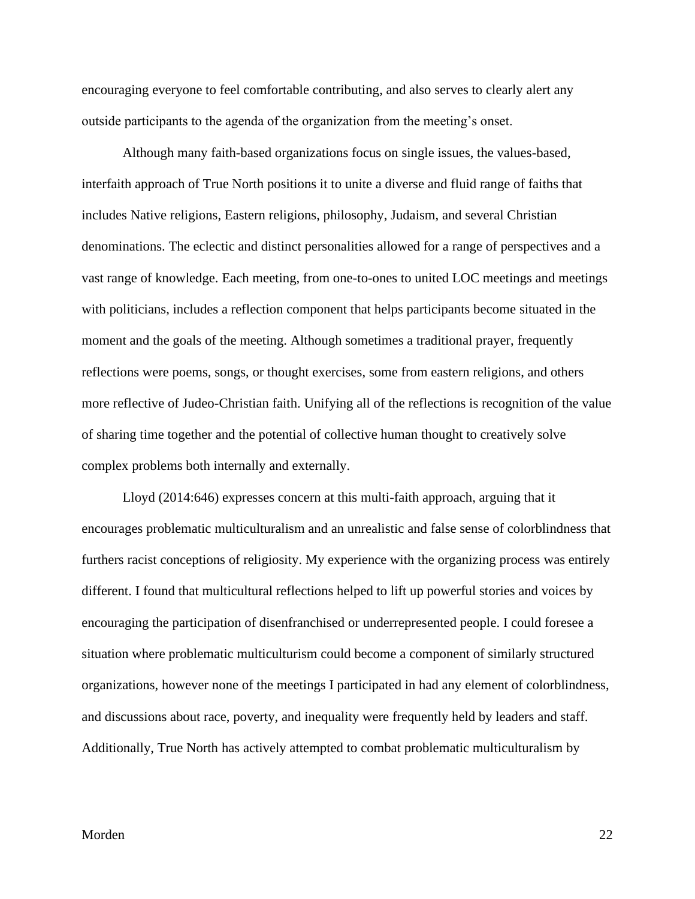encouraging everyone to feel comfortable contributing, and also serves to clearly alert any outside participants to the agenda of the organization from the meeting's onset.

Although many faith-based organizations focus on single issues, the values-based, interfaith approach of True North positions it to unite a diverse and fluid range of faiths that includes Native religions, Eastern religions, philosophy, Judaism, and several Christian denominations. The eclectic and distinct personalities allowed for a range of perspectives and a vast range of knowledge. Each meeting, from one-to-ones to united LOC meetings and meetings with politicians, includes a reflection component that helps participants become situated in the moment and the goals of the meeting. Although sometimes a traditional prayer, frequently reflections were poems, songs, or thought exercises, some from eastern religions, and others more reflective of Judeo-Christian faith. Unifying all of the reflections is recognition of the value of sharing time together and the potential of collective human thought to creatively solve complex problems both internally and externally.

Lloyd (2014:646) expresses concern at this multi-faith approach, arguing that it encourages problematic multiculturalism and an unrealistic and false sense of colorblindness that furthers racist conceptions of religiosity. My experience with the organizing process was entirely different. I found that multicultural reflections helped to lift up powerful stories and voices by encouraging the participation of disenfranchised or underrepresented people. I could foresee a situation where problematic multiculturism could become a component of similarly structured organizations, however none of the meetings I participated in had any element of colorblindness, and discussions about race, poverty, and inequality were frequently held by leaders and staff. Additionally, True North has actively attempted to combat problematic multiculturalism by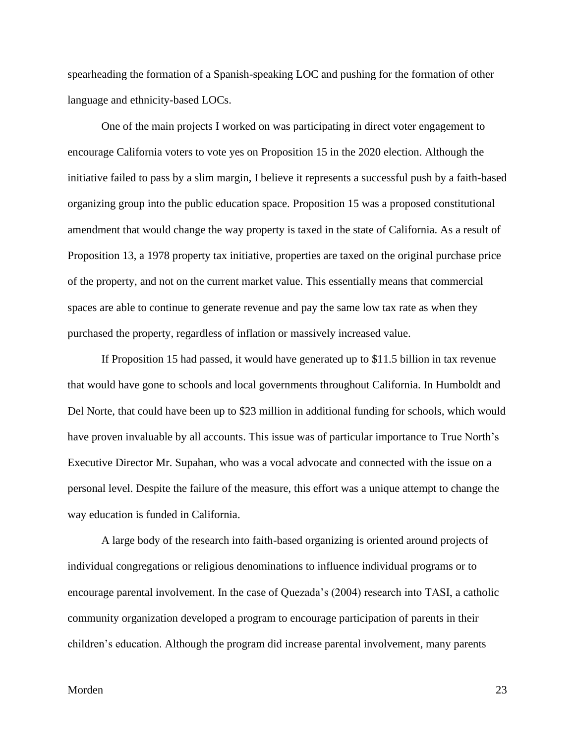spearheading the formation of a Spanish-speaking LOC and pushing for the formation of other language and ethnicity-based LOCs.

One of the main projects I worked on was participating in direct voter engagement to encourage California voters to vote yes on Proposition 15 in the 2020 election. Although the initiative failed to pass by a slim margin, I believe it represents a successful push by a faith-based organizing group into the public education space. Proposition 15 was a proposed constitutional amendment that would change the way property is taxed in the state of California. As a result of Proposition 13, a 1978 property tax initiative, properties are taxed on the original purchase price of the property, and not on the current market value. This essentially means that commercial spaces are able to continue to generate revenue and pay the same low tax rate as when they purchased the property, regardless of inflation or massively increased value.

If Proposition 15 had passed, it would have generated up to $11.5 billion in tax revenue that would have gone to schools and local governments throughout California. In Humboldt and Del Norte, that could have been up to $23 million in additional funding for schools, which would have proven invaluable by all accounts. This issue was of particular importance to True North's Executive Director Mr. Supahan, who was a vocal advocate and connected with the issue on a personal level. Despite the failure of the measure, this effort was a unique attempt to change the way education is funded in California.

A large body of the research into faith-based organizing is oriented around projects of individual congregations or religious denominations to influence individual programs or to encourage parental involvement. In the case of Quezada's (2004) research into TASI, a catholic community organization developed a program to encourage participation of parents in their children's education. Although the program did increase parental involvement, many parents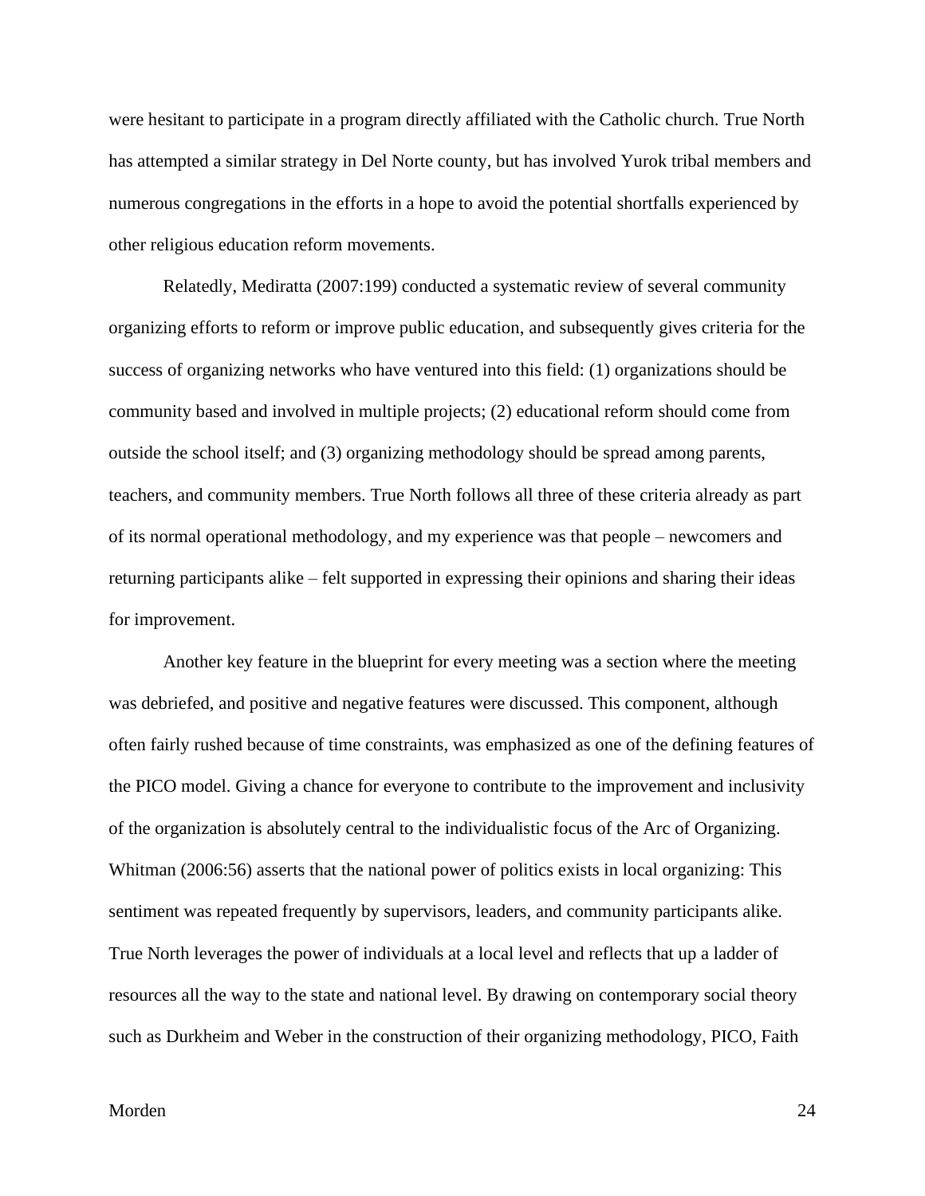were hesitant to participate in a program directly affiliated with the Catholic church. True North has attempted a similar strategy in Del Norte county, but has involved Yurok tribal members and numerous congregations in the efforts in a hope to avoid the potential shortfalls experienced by other religious education reform movements.

Relatedly, Mediratta (2007:199) conducted a systematic review of several community organizing efforts to reform or improve public education, and subsequently gives criteria for the success of organizing networks who have ventured into this field: (1) organizations should be community based and involved in multiple projects; (2) educational reform should come from outside the school itself; and (3) organizing methodology should be spread among parents, teachers, and community members. True North follows all three of these criteria already as part of its normal operational methodology, and my experience was that people – newcomers and returning participants alike – felt supported in expressing their opinions and sharing their ideas for improvement.

Another key feature in the blueprint for every meeting was a section where the meeting was debriefed, and positive and negative features were discussed. This component, although often fairly rushed because of time constraints, was emphasized as one of the defining features of the PICO model. Giving a chance for everyone to contribute to the improvement and inclusivity of the organization is absolutely central to the individualistic focus of the Arc of Organizing. Whitman (2006:56) asserts that the national power of politics exists in local organizing: This sentiment was repeated frequently by supervisors, leaders, and community participants alike. True North leverages the power of individuals at a local level and reflects that up a ladder of resources all the way to the state and national level. By drawing on contemporary social theory such as Durkheim and Weber in the construction of their organizing methodology, PICO, Faith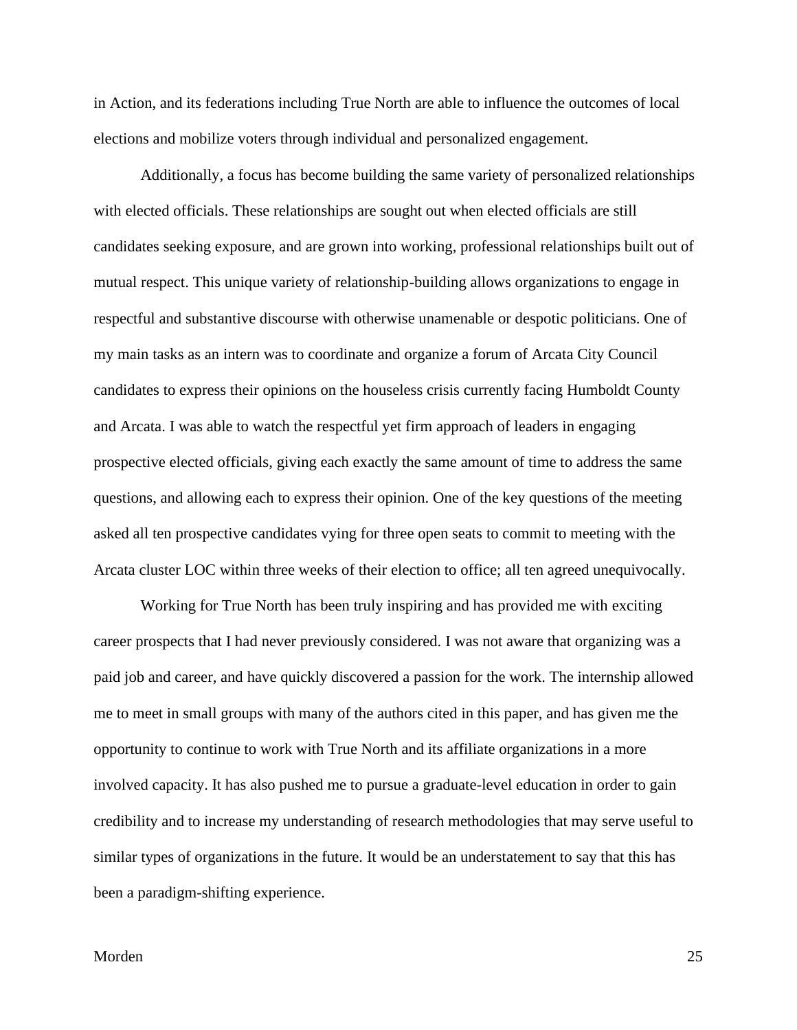in Action, and its federations including True North are able to influence the outcomes of local elections and mobilize voters through individual and personalized engagement.

Additionally, a focus has become building the same variety of personalized relationships with elected officials. These relationships are sought out when elected officials are still candidates seeking exposure, and are grown into working, professional relationships built out of mutual respect. This unique variety of relationship-building allows organizations to engage in respectful and substantive discourse with otherwise unamenable or despotic politicians. One of my main tasks as an intern was to coordinate and organize a forum of Arcata City Council candidates to express their opinions on the houseless crisis currently facing Humboldt County and Arcata. I was able to watch the respectful yet firm approach of leaders in engaging prospective elected officials, giving each exactly the same amount of time to address the same questions, and allowing each to express their opinion. One of the key questions of the meeting asked all ten prospective candidates vying for three open seats to commit to meeting with the Arcata cluster LOC within three weeks of their election to office; all ten agreed unequivocally.

Working for True North has been truly inspiring and has provided me with exciting career prospects that I had never previously considered. I was not aware that organizing was a paid job and career, and have quickly discovered a passion for the work. The internship allowed me to meet in small groups with many of the authors cited in this paper, and has given me the opportunity to continue to work with True North and its affiliate organizations in a more involved capacity. It has also pushed me to pursue a graduate-level education in order to gain credibility and to increase my understanding of research methodologies that may serve useful to similar types of organizations in the future. It would be an understatement to say that this has been a paradigm-shifting experience.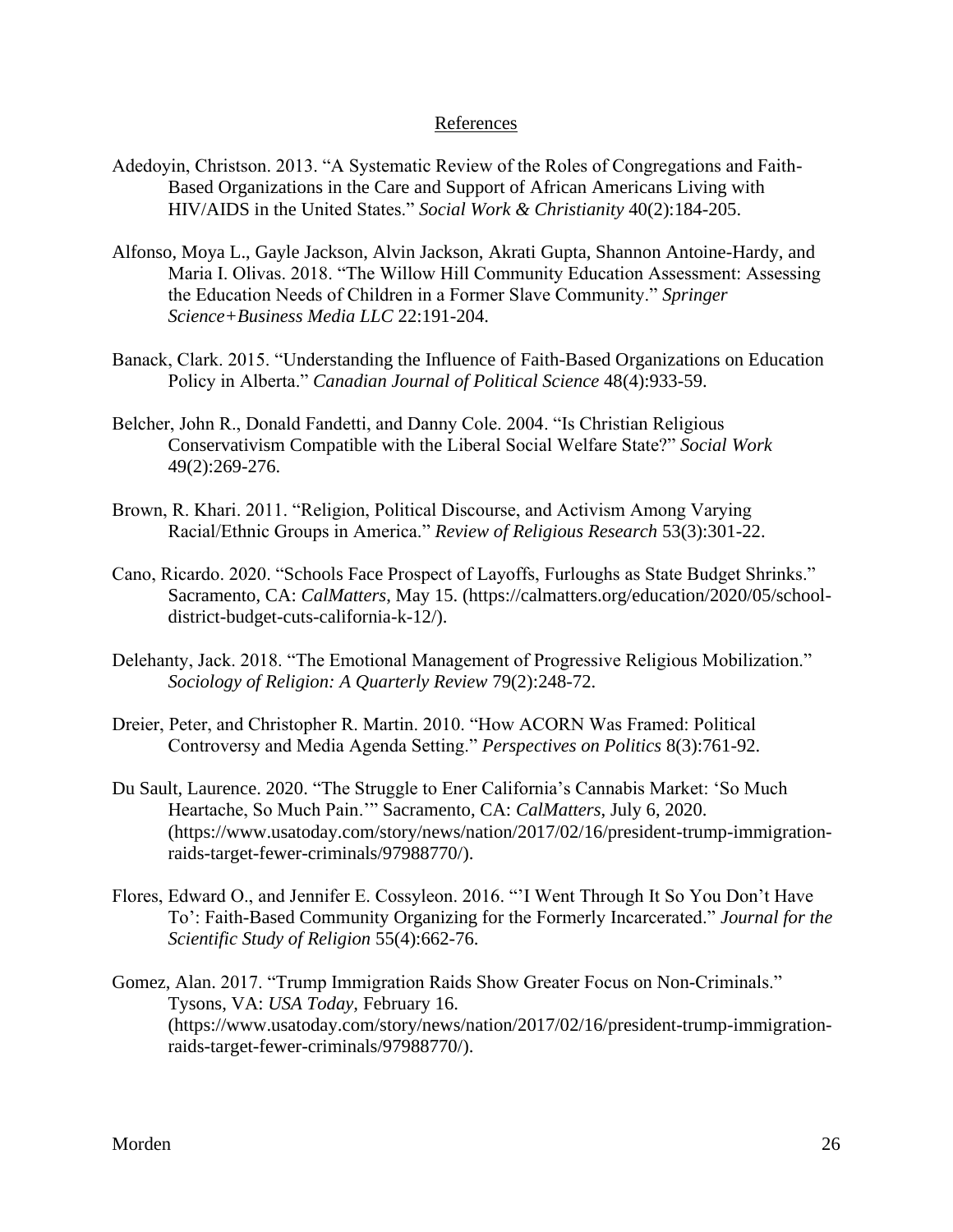# References

Adedoyin, Christston. 2013. "A Systematic Review of the Roles of Congregations and Faith-Based Organizations in the Care and Support of African Americans Living with HIV/AIDS in the United States." *Social Work & Christianity* 40(2):184-205.

Alfonso, Moya L., Gayle Jackson, Alvin Jackson, Akrati Gupta, Shannon Antoine-Hardy, and Maria I. Olivas. 2018. "The Willow Hill Community Education Assessment: Assessing the Education Needs of Children in a Former Slave Community." *Springer Science+Business Media LLC* 22:191-204.

Banack, Clark. 2015. "Understanding the Influence of Faith-Based Organizations on Education Policy in Alberta." *Canadian Journal of Political Science* 48(4):933-59.

Belcher, John R., Donald Fandetti, and Danny Cole. 2004. "Is Christian Religious Conservativism Compatible with the Liberal Social Welfare State?" *Social Work* 49(2):269-276.

Brown, R. Khari. 2011. "Religion, Political Discourse, and Activism Among Varying Racial/Ethnic Groups in America." *Review of Religious Research* 53(3):301-22.

Cano, Ricardo. 2020. "Schools Face Prospect of Layoffs, Furloughs as State Budget Shrinks." Sacramento, CA: *CalMatters*, May 15. (https://calmatters.org/education/2020/05/school-district-budget-cuts-california-k-12/).

Delehanty, Jack. 2018. "The Emotional Management of Progressive Religious Mobilization." *Sociology of Religion: A Quarterly Review* 79(2):248-72.

Dreier, Peter, and Christopher R. Martin. 2010. "How ACORN Was Framed: Political Controversy and Media Agenda Setting." *Perspectives on Politics* 8(3):761-92.

Du Sault, Laurence. 2020. "The Struggle to Ener California's Cannabis Market: 'So Much Heartache, So Much Pain.'" Sacramento, CA: *CalMatters*, July 6, 2020. (https://www.usatoday.com/story/news/nation/2017/02/16/president-trump-immigration-raids-target-fewer-criminals/97988770/).

Flores, Edward O., and Jennifer E. Cossyleon. 2016. "'I Went Through It So You Don't Have To': Faith-Based Community Organizing for the Formerly Incarcerated." *Journal for the Scientific Study of Religion* 55(4):662-76.

Gomez, Alan. 2017. "Trump Immigration Raids Show Greater Focus on Non-Criminals." Tysons, VA: *USA Today,* February 16. (https://www.usatoday.com/story/news/nation/2017/02/16/president-trump-immigration-raids-target-fewer-criminals/97988770/).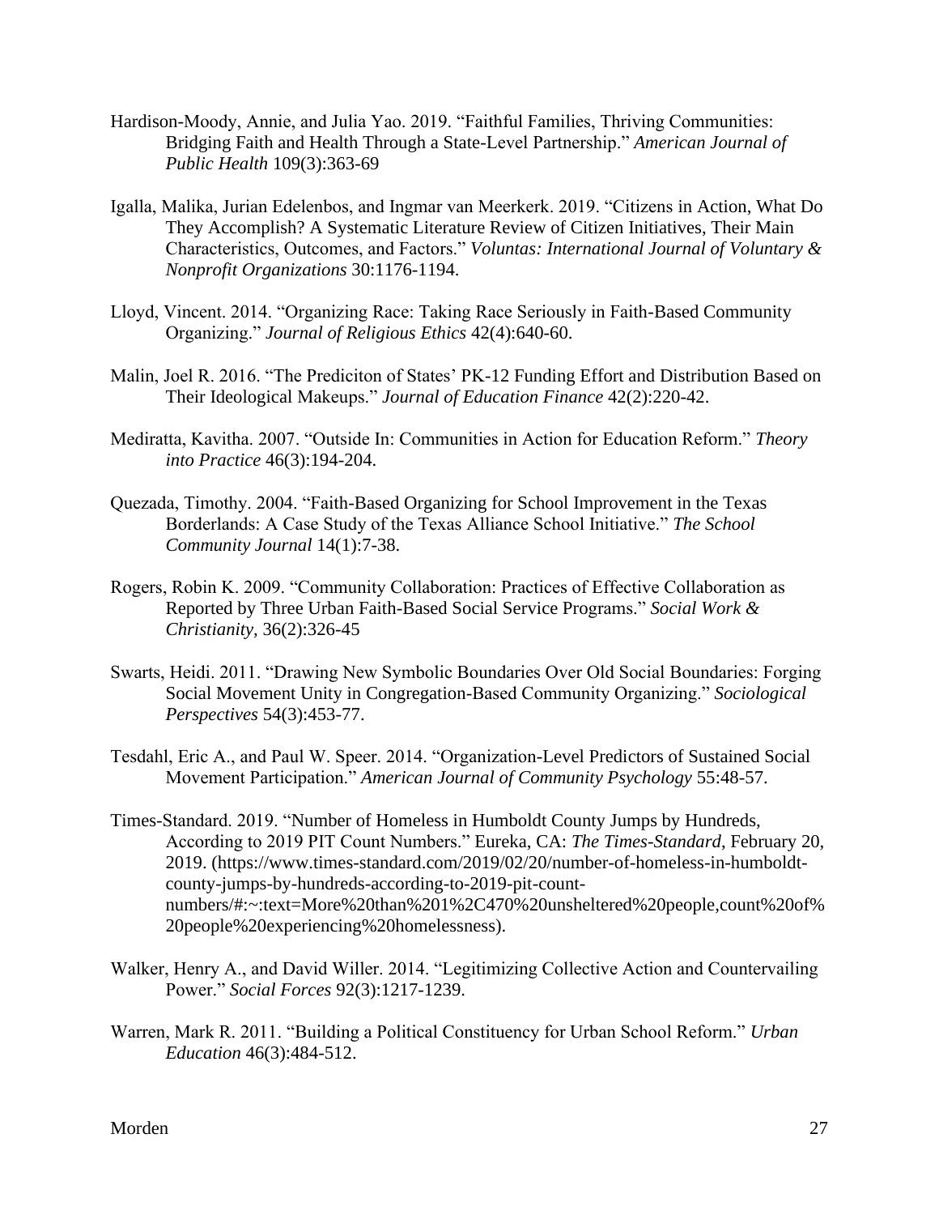Hardison-Moody, Annie, and Julia Yao. 2019. "Faithful Families, Thriving Communities: Bridging Faith and Health Through a State-Level Partnership." *American Journal of Public Health* 109(3):363-69

Igalla, Malika, Jurian Edelenbos, and Ingmar van Meerkerk. 2019. "Citizens in Action, What Do They Accomplish? A Systematic Literature Review of Citizen Initiatives, Their Main Characteristics, Outcomes, and Factors." *Voluntas: International Journal of Voluntary & Nonprofit Organizations* 30:1176-1194.

Lloyd, Vincent. 2014. "Organizing Race: Taking Race Seriously in Faith-Based Community Organizing." *Journal of Religious Ethics* 42(4):640-60.

Malin, Joel R. 2016. "The Prediciton of States' PK-12 Funding Effort and Distribution Based on Their Ideological Makeups." *Journal of Education Finance* 42(2):220-42.

Mediratta, Kavitha. 2007. "Outside In: Communities in Action for Education Reform." *Theory into Practice* 46(3):194-204.

Quezada, Timothy. 2004. "Faith-Based Organizing for School Improvement in the Texas Borderlands: A Case Study of the Texas Alliance School Initiative." *The School Community Journal* 14(1):7-38.

Rogers, Robin K. 2009. "Community Collaboration: Practices of Effective Collaboration as Reported by Three Urban Faith-Based Social Service Programs." *Social Work & Christianity,* 36(2):326-45

Swarts, Heidi. 2011. "Drawing New Symbolic Boundaries Over Old Social Boundaries: Forging Social Movement Unity in Congregation-Based Community Organizing." *Sociological Perspectives* 54(3):453-77.

Tesdahl, Eric A., and Paul W. Speer. 2014. "Organization-Level Predictors of Sustained Social Movement Participation." *American Journal of Community Psychology* 55:48-57.

Times-Standard. 2019. "Number of Homeless in Humboldt County Jumps by Hundreds, According to 2019 PIT Count Numbers." Eureka, CA: *The Times-Standard*, February 20, 2019. (https://www.times-standard.com/2019/02/20/number-of-homeless-in-humboldt-county-jumps-by-hundreds-according-to-2019-pit-count-numbers/#:~:text=More%20than%201%2C470%20unsheltered%20people,count%20of%20people%20experiencing%20homelessness).

Walker, Henry A., and David Willer. 2014. "Legitimizing Collective Action and Countervailing Power." *Social Forces* 92(3):1217-1239.

Warren, Mark R. 2011. "Building a Political Constituency for Urban School Reform." *Urban Education* 46(3):484-512.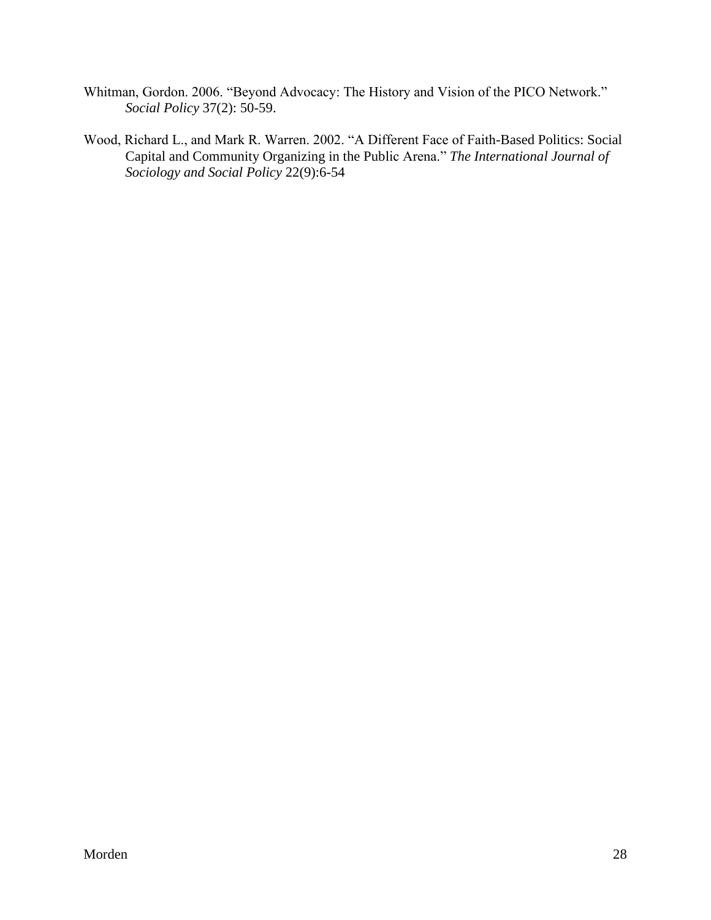Whitman, Gordon. 2006. "Beyond Advocacy: The History and Vision of the PICO Network." *Social Policy* 37(2): 50-59.

Wood, Richard L., and Mark R. Warren. 2002. "A Different Face of Faith-Based Politics: Social Capital and Community Organizing in the Public Arena." *The International Journal of Sociology and Social Policy* 22(9):6-54